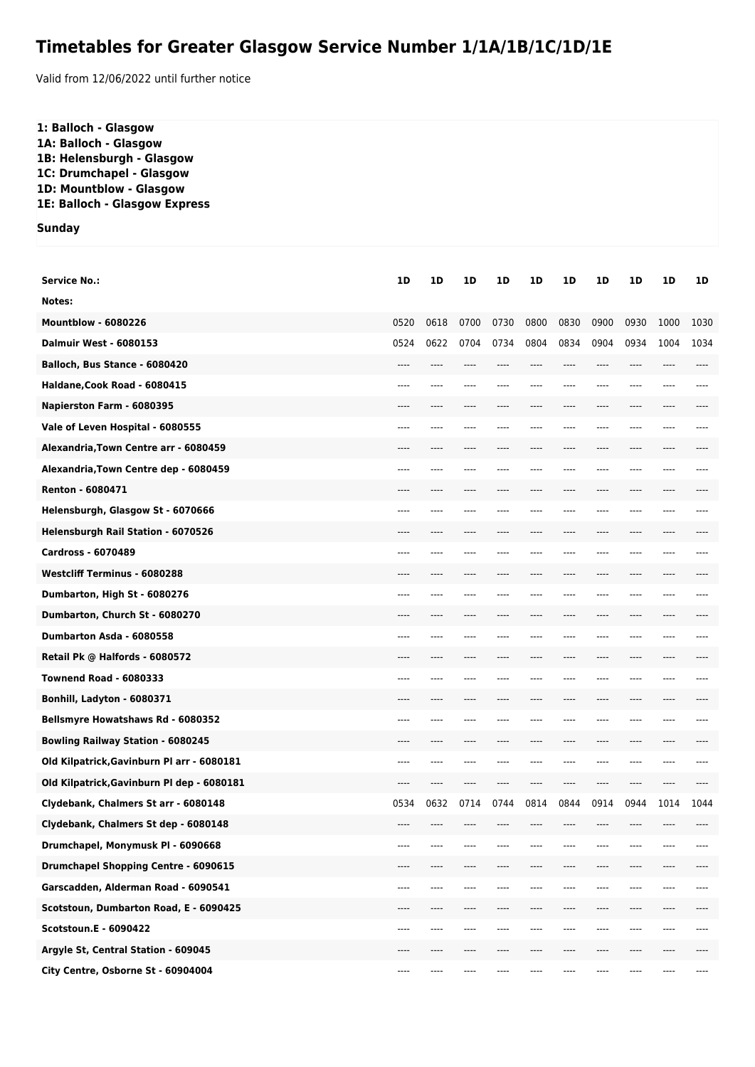# Timetables for Greater Glasgow Service Number 1/1A/1B/1C/1D/1E

Valid from 12/06/2022 until further notice

**1: Balloch - Glasgow**
**1A: Balloch - Glasgow**
**1B: Helensburgh - Glasgow**
**1C: Drumchapel - Glasgow**
**1D: Mountblow - Glasgow**
**1E: Balloch - Glasgow Express**

**Sunday**

| Service No.: | 1D | 1D | 1D | 1D | 1D | 1D | 1D | 1D | 1D | 1D |
|---|---|---|---|---|---|---|---|---|---|---|
| Notes: | | | | | | | | | | |
| Mountblow - 6080226 | 0520 | 0618 | 0700 | 0730 | 0800 | 0830 | 0900 | 0930 | 1000 | 1030 |
| Dalmuir West - 6080153 | 0524 | 0622 | 0704 | 0734 | 0804 | 0834 | 0904 | 0934 | 1004 | 1034 |
| Balloch, Bus Stance - 6080420 | ---- | ---- | ---- | ---- | ---- | ---- | ---- | ---- | ---- | ---- |
| Haldane,Cook Road - 6080415 | ---- | ---- | ---- | ---- | ---- | ---- | ---- | ---- | ---- | ---- |
| Napierston Farm - 6080395 | ---- | ---- | ---- | ---- | ---- | ---- | ---- | ---- | ---- | ---- |
| Vale of Leven Hospital - 6080555 | ---- | ---- | ---- | ---- | ---- | ---- | ---- | ---- | ---- | ---- |
| Alexandria,Town Centre arr - 6080459 | ---- | ---- | ---- | ---- | ---- | ---- | ---- | ---- | ---- | ---- |
| Alexandria,Town Centre dep - 6080459 | ---- | ---- | ---- | ---- | ---- | ---- | ---- | ---- | ---- | ---- |
| Renton - 6080471 | ---- | ---- | ---- | ---- | ---- | ---- | ---- | ---- | ---- | ---- |
| Helensburgh, Glasgow St - 6070666 | ---- | ---- | ---- | ---- | ---- | ---- | ---- | ---- | ---- | ---- |
| Helensburgh Rail Station - 6070526 | ---- | ---- | ---- | ---- | ---- | ---- | ---- | ---- | ---- | ---- |
| Cardross - 6070489 | ---- | ---- | ---- | ---- | ---- | ---- | ---- | ---- | ---- | ---- |
| Westcliff Terminus - 6080288 | ---- | ---- | ---- | ---- | ---- | ---- | ---- | ---- | ---- | ---- |
| Dumbarton, High St - 6080276 | ---- | ---- | ---- | ---- | ---- | ---- | ---- | ---- | ---- | ---- |
| Dumbarton, Church St - 6080270 | ---- | ---- | ---- | ---- | ---- | ---- | ---- | ---- | ---- | ---- |
| Dumbarton Asda - 6080558 | ---- | ---- | ---- | ---- | ---- | ---- | ---- | ---- | ---- | ---- |
| Retail Pk @ Halfords - 6080572 | ---- | ---- | ---- | ---- | ---- | ---- | ---- | ---- | ---- | ---- |
| Townend Road - 6080333 | ---- | ---- | ---- | ---- | ---- | ---- | ---- | ---- | ---- | ---- |
| Bonhill, Ladyton - 6080371 | ---- | ---- | ---- | ---- | ---- | ---- | ---- | ---- | ---- | ---- |
| Bellsmyre Howatshaws Rd - 6080352 | ---- | ---- | ---- | ---- | ---- | ---- | ---- | ---- | ---- | ---- |
| Bowling Railway Station - 6080245 | ---- | ---- | ---- | ---- | ---- | ---- | ---- | ---- | ---- | ---- |
| Old Kilpatrick,Gavinburn Pl arr - 6080181 | ---- | ---- | ---- | ---- | ---- | ---- | ---- | ---- | ---- | ---- |
| Old Kilpatrick,Gavinburn Pl dep - 6080181 | ---- | ---- | ---- | ---- | ---- | ---- | ---- | ---- | ---- | ---- |
| Clydebank, Chalmers St arr - 6080148 | 0534 | 0632 | 0714 | 0744 | 0814 | 0844 | 0914 | 0944 | 1014 | 1044 |
| Clydebank, Chalmers St dep - 6080148 | ---- | ---- | ---- | ---- | ---- | ---- | ---- | ---- | ---- | ---- |
| Drumchapel, Monymusk Pl - 6090668 | ---- | ---- | ---- | ---- | ---- | ---- | ---- | ---- | ---- | ---- |
| Drumchapel Shopping Centre - 6090615 | ---- | ---- | ---- | ---- | ---- | ---- | ---- | ---- | ---- | ---- |
| Garscadden, Alderman Road - 6090541 | ---- | ---- | ---- | ---- | ---- | ---- | ---- | ---- | ---- | ---- |
| Scotstoun, Dumbarton Road, E - 6090425 | ---- | ---- | ---- | ---- | ---- | ---- | ---- | ---- | ---- | ---- |
| Scotstoun.E - 6090422 | ---- | ---- | ---- | ---- | ---- | ---- | ---- | ---- | ---- | ---- |
| Argyle St, Central Station - 609045 | ---- | ---- | ---- | ---- | ---- | ---- | ---- | ---- | ---- | ---- |
| City Centre, Osborne St - 60904004 | ---- | ---- | ---- | ---- | ---- | ---- | ---- | ---- | ---- | ---- |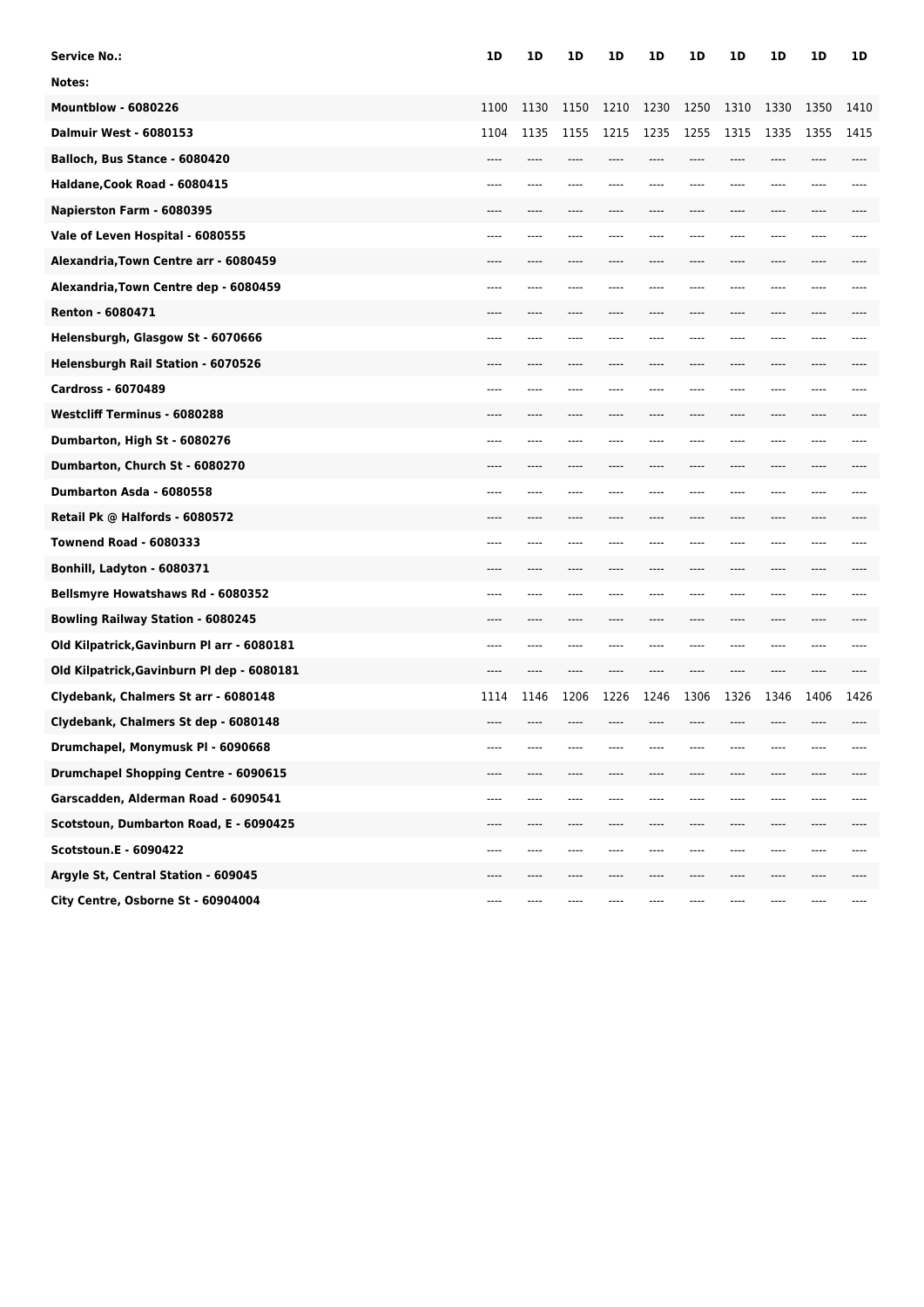| Service No.: | 1D | 1D | 1D | 1D | 1D | 1D | 1D | 1D | 1D | 1D |
|---|---|---|---|---|---|---|---|---|---|---|
| Notes: | | | | | | | | | | |
| Mountblow - 6080226 | 1100 | 1130 | 1150 | 1210 | 1230 | 1250 | 1310 | 1330 | 1350 | 1410 |
| Dalmuir West - 6080153 | 1104 | 1135 | 1155 | 1215 | 1235 | 1255 | 1315 | 1335 | 1355 | 1415 |
| Balloch, Bus Stance - 6080420 | ---- | ---- | ---- | ---- | ---- | ---- | ---- | ---- | ---- | ---- |
| Haldane,Cook Road - 6080415 | ---- | ---- | ---- | ---- | ---- | ---- | ---- | ---- | ---- | ---- |
| Napierston Farm - 6080395 | ---- | ---- | ---- | ---- | ---- | ---- | ---- | ---- | ---- | ---- |
| Vale of Leven Hospital - 6080555 | ---- | ---- | ---- | ---- | ---- | ---- | ---- | ---- | ---- | ---- |
| Alexandria,Town Centre arr - 6080459 | ---- | ---- | ---- | ---- | ---- | ---- | ---- | ---- | ---- | ---- |
| Alexandria,Town Centre dep - 6080459 | ---- | ---- | ---- | ---- | ---- | ---- | ---- | ---- | ---- | ---- |
| Renton - 6080471 | ---- | ---- | ---- | ---- | ---- | ---- | ---- | ---- | ---- | ---- |
| Helensburgh, Glasgow St - 6070666 | ---- | ---- | ---- | ---- | ---- | ---- | ---- | ---- | ---- | ---- |
| Helensburgh Rail Station - 6070526 | ---- | ---- | ---- | ---- | ---- | ---- | ---- | ---- | ---- | ---- |
| Cardross - 6070489 | ---- | ---- | ---- | ---- | ---- | ---- | ---- | ---- | ---- | ---- |
| Westcliff Terminus - 6080288 | ---- | ---- | ---- | ---- | ---- | ---- | ---- | ---- | ---- | ---- |
| Dumbarton, High St - 6080276 | ---- | ---- | ---- | ---- | ---- | ---- | ---- | ---- | ---- | ---- |
| Dumbarton, Church St - 6080270 | ---- | ---- | ---- | ---- | ---- | ---- | ---- | ---- | ---- | ---- |
| Dumbarton Asda - 6080558 | ---- | ---- | ---- | ---- | ---- | ---- | ---- | ---- | ---- | ---- |
| Retail Pk @ Halfords - 6080572 | ---- | ---- | ---- | ---- | ---- | ---- | ---- | ---- | ---- | ---- |
| Townend Road - 6080333 | ---- | ---- | ---- | ---- | ---- | ---- | ---- | ---- | ---- | ---- |
| Bonhill, Ladyton - 6080371 | ---- | ---- | ---- | ---- | ---- | ---- | ---- | ---- | ---- | ---- |
| Bellsmyre Howatshaws Rd - 6080352 | ---- | ---- | ---- | ---- | ---- | ---- | ---- | ---- | ---- | ---- |
| Bowling Railway Station - 6080245 | ---- | ---- | ---- | ---- | ---- | ---- | ---- | ---- | ---- | ---- |
| Old Kilpatrick,Gavinburn Pl arr - 6080181 | ---- | ---- | ---- | ---- | ---- | ---- | ---- | ---- | ---- | ---- |
| Old Kilpatrick,Gavinburn Pl dep - 6080181 | ---- | ---- | ---- | ---- | ---- | ---- | ---- | ---- | ---- | ---- |
| Clydebank, Chalmers St arr - 6080148 | 1114 | 1146 | 1206 | 1226 | 1246 | 1306 | 1326 | 1346 | 1406 | 1426 |
| Clydebank, Chalmers St dep - 6080148 | ---- | ---- | ---- | ---- | ---- | ---- | ---- | ---- | ---- | ---- |
| Drumchapel, Monymusk Pl - 6090668 | ---- | ---- | ---- | ---- | ---- | ---- | ---- | ---- | ---- | ---- |
| Drumchapel Shopping Centre - 6090615 | ---- | ---- | ---- | ---- | ---- | ---- | ---- | ---- | ---- | ---- |
| Garscadden, Alderman Road - 6090541 | ---- | ---- | ---- | ---- | ---- | ---- | ---- | ---- | ---- | ---- |
| Scotstoun, Dumbarton Road, E - 6090425 | ---- | ---- | ---- | ---- | ---- | ---- | ---- | ---- | ---- | ---- |
| Scotstoun.E - 6090422 | ---- | ---- | ---- | ---- | ---- | ---- | ---- | ---- | ---- | ---- |
| Argyle St, Central Station - 609045 | ---- | ---- | ---- | ---- | ---- | ---- | ---- | ---- | ---- | ---- |
| City Centre, Osborne St - 60904004 | ---- | ---- | ---- | ---- | ---- | ---- | ---- | ---- | ---- | ---- |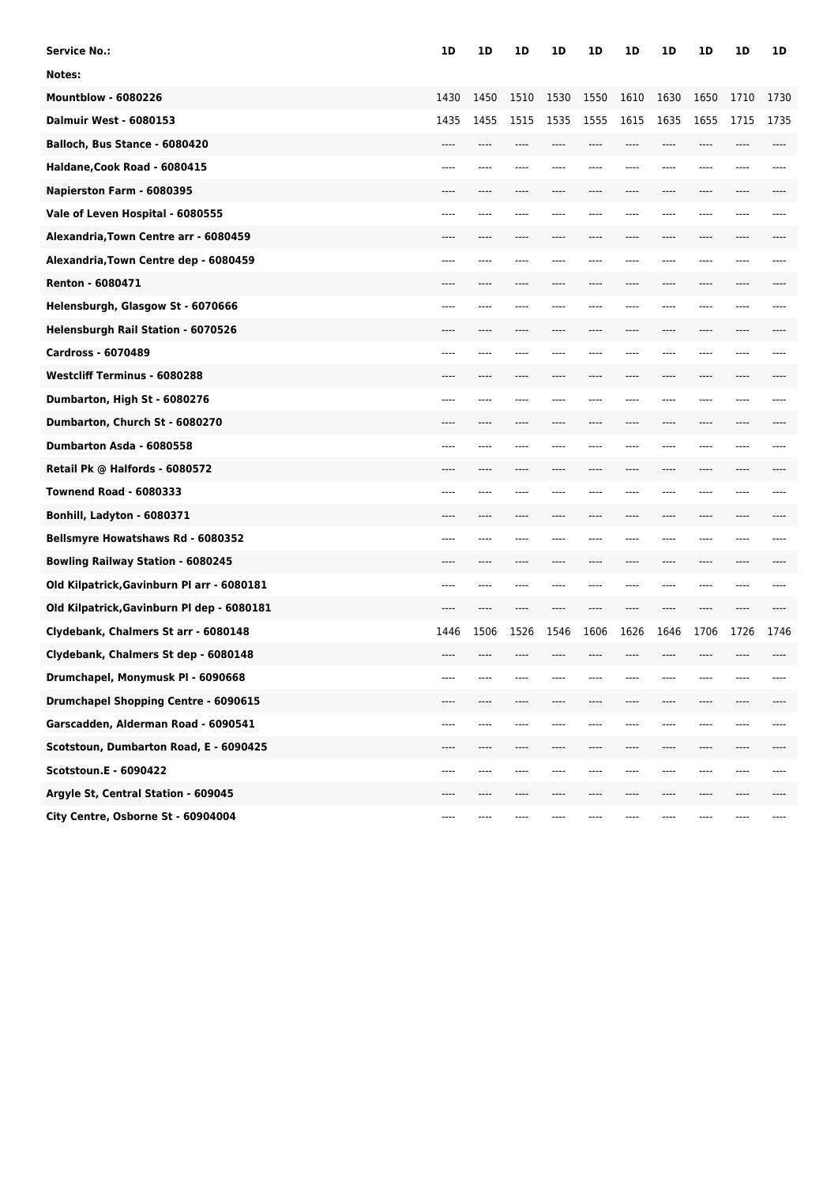| Service No.: | 1D | 1D | 1D | 1D | 1D | 1D | 1D | 1D | 1D | 1D |
|---|---|---|---|---|---|---|---|---|---|---|
| Notes: | | | | | | | | | | |
| Mountblow - 6080226 | 1430 | 1450 | 1510 | 1530 | 1550 | 1610 | 1630 | 1650 | 1710 | 1730 |
| Dalmuir West - 6080153 | 1435 | 1455 | 1515 | 1535 | 1555 | 1615 | 1635 | 1655 | 1715 | 1735 |
| Balloch, Bus Stance - 6080420 | ---- | ---- | ---- | ---- | ---- | ---- | ---- | ---- | ---- | ---- |
| Haldane,Cook Road - 6080415 | ---- | ---- | ---- | ---- | ---- | ---- | ---- | ---- | ---- | ---- |
| Napierston Farm - 6080395 | ---- | ---- | ---- | ---- | ---- | ---- | ---- | ---- | ---- | ---- |
| Vale of Leven Hospital - 6080555 | ---- | ---- | ---- | ---- | ---- | ---- | ---- | ---- | ---- | ---- |
| Alexandria,Town Centre arr - 6080459 | ---- | ---- | ---- | ---- | ---- | ---- | ---- | ---- | ---- | ---- |
| Alexandria,Town Centre dep - 6080459 | ---- | ---- | ---- | ---- | ---- | ---- | ---- | ---- | ---- | ---- |
| Renton - 6080471 | ---- | ---- | ---- | ---- | ---- | ---- | ---- | ---- | ---- | ---- |
| Helensburgh, Glasgow St - 6070666 | ---- | ---- | ---- | ---- | ---- | ---- | ---- | ---- | ---- | ---- |
| Helensburgh Rail Station - 6070526 | ---- | ---- | ---- | ---- | ---- | ---- | ---- | ---- | ---- | ---- |
| Cardross - 6070489 | ---- | ---- | ---- | ---- | ---- | ---- | ---- | ---- | ---- | ---- |
| Westcliff Terminus - 6080288 | ---- | ---- | ---- | ---- | ---- | ---- | ---- | ---- | ---- | ---- |
| Dumbarton, High St - 6080276 | ---- | ---- | ---- | ---- | ---- | ---- | ---- | ---- | ---- | ---- |
| Dumbarton, Church St - 6080270 | ---- | ---- | ---- | ---- | ---- | ---- | ---- | ---- | ---- | ---- |
| Dumbarton Asda - 6080558 | ---- | ---- | ---- | ---- | ---- | ---- | ---- | ---- | ---- | ---- |
| Retail Pk @ Halfords - 6080572 | ---- | ---- | ---- | ---- | ---- | ---- | ---- | ---- | ---- | ---- |
| Townend Road - 6080333 | ---- | ---- | ---- | ---- | ---- | ---- | ---- | ---- | ---- | ---- |
| Bonhill, Ladyton - 6080371 | ---- | ---- | ---- | ---- | ---- | ---- | ---- | ---- | ---- | ---- |
| Bellsmyre Howatshaws Rd - 6080352 | ---- | ---- | ---- | ---- | ---- | ---- | ---- | ---- | ---- | ---- |
| Bowling Railway Station - 6080245 | ---- | ---- | ---- | ---- | ---- | ---- | ---- | ---- | ---- | ---- |
| Old Kilpatrick,Gavinburn Pl arr - 6080181 | ---- | ---- | ---- | ---- | ---- | ---- | ---- | ---- | ---- | ---- |
| Old Kilpatrick,Gavinburn Pl dep - 6080181 | ---- | ---- | ---- | ---- | ---- | ---- | ---- | ---- | ---- | ---- |
| Clydebank, Chalmers St arr - 6080148 | 1446 | 1506 | 1526 | 1546 | 1606 | 1626 | 1646 | 1706 | 1726 | 1746 |
| Clydebank, Chalmers St dep - 6080148 | ---- | ---- | ---- | ---- | ---- | ---- | ---- | ---- | ---- | ---- |
| Drumchapel, Monymusk Pl - 6090668 | ---- | ---- | ---- | ---- | ---- | ---- | ---- | ---- | ---- | ---- |
| Drumchapel Shopping Centre - 6090615 | ---- | ---- | ---- | ---- | ---- | ---- | ---- | ---- | ---- | ---- |
| Garscadden, Alderman Road - 6090541 | ---- | ---- | ---- | ---- | ---- | ---- | ---- | ---- | ---- | ---- |
| Scotstoun, Dumbarton Road, E - 6090425 | ---- | ---- | ---- | ---- | ---- | ---- | ---- | ---- | ---- | ---- |
| Scotstoun.E - 6090422 | ---- | ---- | ---- | ---- | ---- | ---- | ---- | ---- | ---- | ---- |
| Argyle St, Central Station - 609045 | ---- | ---- | ---- | ---- | ---- | ---- | ---- | ---- | ---- | ---- |
| City Centre, Osborne St - 60904004 | ---- | ---- | ---- | ---- | ---- | ---- | ---- | ---- | ---- | ---- |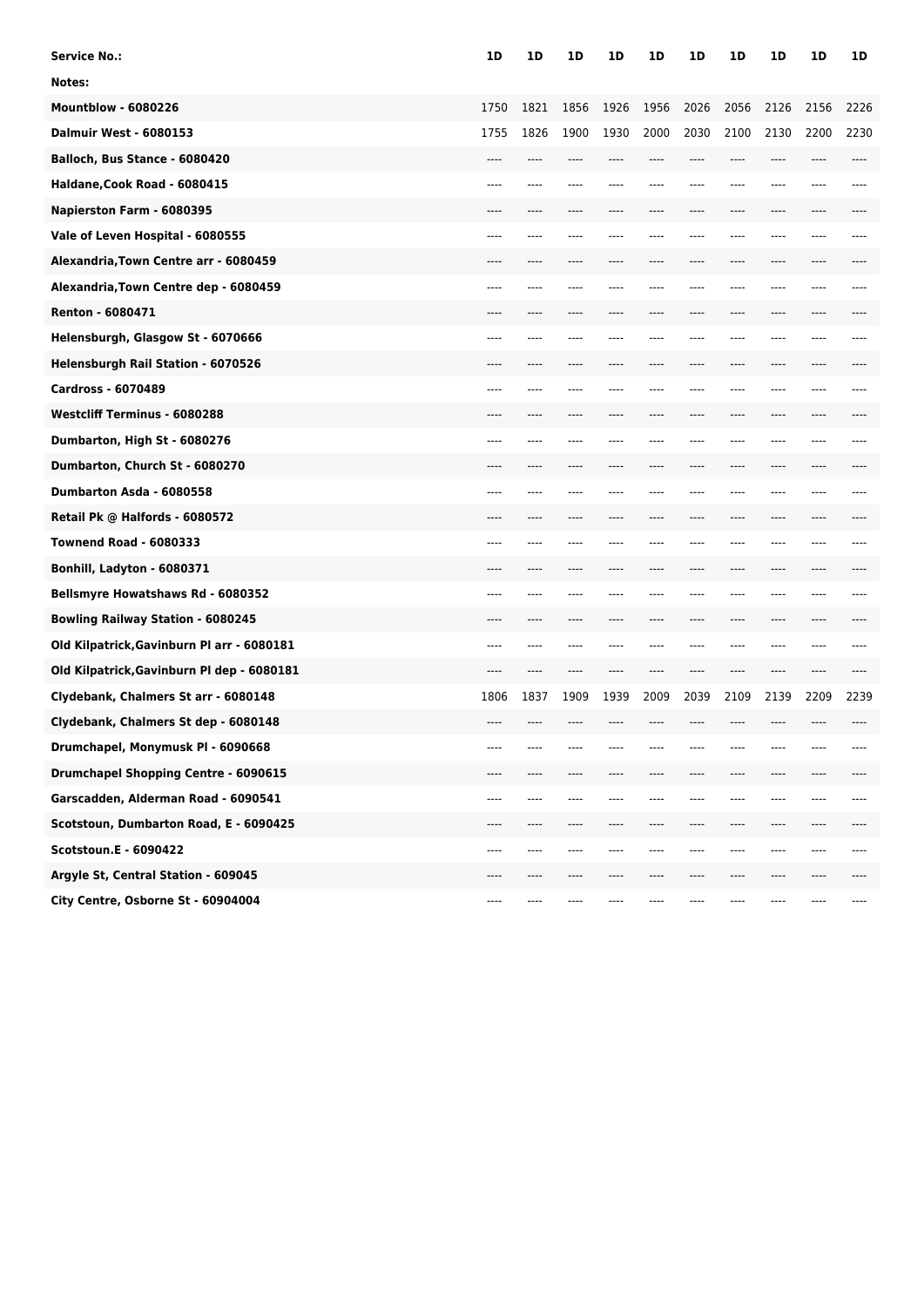| Service No.: | 1D | 1D | 1D | 1D | 1D | 1D | 1D | 1D | 1D | 1D |
|---|---|---|---|---|---|---|---|---|---|---|
| Notes: | | | | | | | | | | |
| Mountblow - 6080226 | 1750 | 1821 | 1856 | 1926 | 1956 | 2026 | 2056 | 2126 | 2156 | 2226 |
| Dalmuir West - 6080153 | 1755 | 1826 | 1900 | 1930 | 2000 | 2030 | 2100 | 2130 | 2200 | 2230 |
| Balloch, Bus Stance - 6080420 | ---- | ---- | ---- | ---- | ---- | ---- | ---- | ---- | ---- | ---- |
| Haldane,Cook Road - 6080415 | ---- | ---- | ---- | ---- | ---- | ---- | ---- | ---- | ---- | ---- |
| Napierston Farm - 6080395 | ---- | ---- | ---- | ---- | ---- | ---- | ---- | ---- | ---- | ---- |
| Vale of Leven Hospital - 6080555 | ---- | ---- | ---- | ---- | ---- | ---- | ---- | ---- | ---- | ---- |
| Alexandria,Town Centre arr - 6080459 | ---- | ---- | ---- | ---- | ---- | ---- | ---- | ---- | ---- | ---- |
| Alexandria,Town Centre dep - 6080459 | ---- | ---- | ---- | ---- | ---- | ---- | ---- | ---- | ---- | ---- |
| Renton - 6080471 | ---- | ---- | ---- | ---- | ---- | ---- | ---- | ---- | ---- | ---- |
| Helensburgh, Glasgow St - 6070666 | ---- | ---- | ---- | ---- | ---- | ---- | ---- | ---- | ---- | ---- |
| Helensburgh Rail Station - 6070526 | ---- | ---- | ---- | ---- | ---- | ---- | ---- | ---- | ---- | ---- |
| Cardross - 6070489 | ---- | ---- | ---- | ---- | ---- | ---- | ---- | ---- | ---- | ---- |
| Westcliff Terminus - 6080288 | ---- | ---- | ---- | ---- | ---- | ---- | ---- | ---- | ---- | ---- |
| Dumbarton, High St - 6080276 | ---- | ---- | ---- | ---- | ---- | ---- | ---- | ---- | ---- | ---- |
| Dumbarton, Church St - 6080270 | ---- | ---- | ---- | ---- | ---- | ---- | ---- | ---- | ---- | ---- |
| Dumbarton Asda - 6080558 | ---- | ---- | ---- | ---- | ---- | ---- | ---- | ---- | ---- | ---- |
| Retail Pk @ Halfords - 6080572 | ---- | ---- | ---- | ---- | ---- | ---- | ---- | ---- | ---- | ---- |
| Townend Road - 6080333 | ---- | ---- | ---- | ---- | ---- | ---- | ---- | ---- | ---- | ---- |
| Bonhill, Ladyton - 6080371 | ---- | ---- | ---- | ---- | ---- | ---- | ---- | ---- | ---- | ---- |
| Bellsmyre Howatshaws Rd - 6080352 | ---- | ---- | ---- | ---- | ---- | ---- | ---- | ---- | ---- | ---- |
| Bowling Railway Station - 6080245 | ---- | ---- | ---- | ---- | ---- | ---- | ---- | ---- | ---- | ---- |
| Old Kilpatrick,Gavinburn Pl arr - 6080181 | ---- | ---- | ---- | ---- | ---- | ---- | ---- | ---- | ---- | ---- |
| Old Kilpatrick,Gavinburn Pl dep - 6080181 | ---- | ---- | ---- | ---- | ---- | ---- | ---- | ---- | ---- | ---- |
| Clydebank, Chalmers St arr - 6080148 | 1806 | 1837 | 1909 | 1939 | 2009 | 2039 | 2109 | 2139 | 2209 | 2239 |
| Clydebank, Chalmers St dep - 6080148 | ---- | ---- | ---- | ---- | ---- | ---- | ---- | ---- | ---- | ---- |
| Drumchapel, Monymusk Pl - 6090668 | ---- | ---- | ---- | ---- | ---- | ---- | ---- | ---- | ---- | ---- |
| Drumchapel Shopping Centre - 6090615 | ---- | ---- | ---- | ---- | ---- | ---- | ---- | ---- | ---- | ---- |
| Garscadden, Alderman Road - 6090541 | ---- | ---- | ---- | ---- | ---- | ---- | ---- | ---- | ---- | ---- |
| Scotstoun, Dumbarton Road, E - 6090425 | ---- | ---- | ---- | ---- | ---- | ---- | ---- | ---- | ---- | ---- |
| Scotstoun.E - 6090422 | ---- | ---- | ---- | ---- | ---- | ---- | ---- | ---- | ---- | ---- |
| Argyle St, Central Station - 609045 | ---- | ---- | ---- | ---- | ---- | ---- | ---- | ---- | ---- | ---- |
| City Centre, Osborne St - 60904004 | ---- | ---- | ---- | ---- | ---- | ---- | ---- | ---- | ---- | ---- |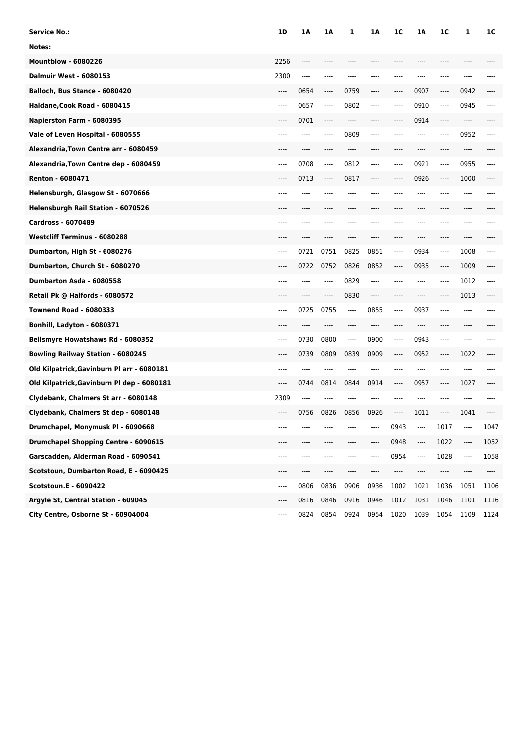| Service No.: | 1D | 1A | 1A | 1 | 1A | 1C | 1A | 1C | 1 | 1C |
|---|---|---|---|---|---|---|---|---|---|---|
| Notes: | | | | | | | | | | |
| Mountblow - 6080226 | 2256 | ---- | ---- | ---- | ---- | ---- | ---- | ---- | ---- | ---- |
| Dalmuir West - 6080153 | 2300 | ---- | ---- | ---- | ---- | ---- | ---- | ---- | ---- | ---- |
| Balloch, Bus Stance - 6080420 | ---- | 0654 | ---- | 0759 | ---- | ---- | 0907 | ---- | 0942 | ---- |
| Haldane,Cook Road - 6080415 | ---- | 0657 | ---- | 0802 | ---- | ---- | 0910 | ---- | 0945 | ---- |
| Napierston Farm - 6080395 | ---- | 0701 | ---- | ---- | ---- | ---- | 0914 | ---- | ---- | ---- |
| Vale of Leven Hospital - 6080555 | ---- | ---- | ---- | 0809 | ---- | ---- | ---- | ---- | 0952 | ---- |
| Alexandria,Town Centre arr - 6080459 | ---- | ---- | ---- | ---- | ---- | ---- | ---- | ---- | ---- | ---- |
| Alexandria,Town Centre dep - 6080459 | ---- | 0708 | ---- | 0812 | ---- | ---- | 0921 | ---- | 0955 | ---- |
| Renton - 6080471 | ---- | 0713 | ---- | 0817 | ---- | ---- | 0926 | ---- | 1000 | ---- |
| Helensburgh, Glasgow St - 6070666 | ---- | ---- | ---- | ---- | ---- | ---- | ---- | ---- | ---- | ---- |
| Helensburgh Rail Station - 6070526 | ---- | ---- | ---- | ---- | ---- | ---- | ---- | ---- | ---- | ---- |
| Cardross - 6070489 | ---- | ---- | ---- | ---- | ---- | ---- | ---- | ---- | ---- | ---- |
| Westcliff Terminus - 6080288 | ---- | ---- | ---- | ---- | ---- | ---- | ---- | ---- | ---- | ---- |
| Dumbarton, High St - 6080276 | ---- | 0721 | 0751 | 0825 | 0851 | ---- | 0934 | ---- | 1008 | ---- |
| Dumbarton, Church St - 6080270 | ---- | 0722 | 0752 | 0826 | 0852 | ---- | 0935 | ---- | 1009 | ---- |
| Dumbarton Asda - 6080558 | ---- | ---- | ---- | 0829 | ---- | ---- | ---- | ---- | 1012 | ---- |
| Retail Pk @ Halfords - 6080572 | ---- | ---- | ---- | 0830 | ---- | ---- | ---- | ---- | 1013 | ---- |
| Townend Road - 6080333 | ---- | 0725 | 0755 | ---- | 0855 | ---- | 0937 | ---- | ---- | ---- |
| Bonhill, Ladyton - 6080371 | ---- | ---- | ---- | ---- | ---- | ---- | ---- | ---- | ---- | ---- |
| Bellsmyre Howatshaws Rd - 6080352 | ---- | 0730 | 0800 | ---- | 0900 | ---- | 0943 | ---- | ---- | ---- |
| Bowling Railway Station - 6080245 | ---- | 0739 | 0809 | 0839 | 0909 | ---- | 0952 | ---- | 1022 | ---- |
| Old Kilpatrick,Gavinburn Pl arr - 6080181 | ---- | ---- | ---- | ---- | ---- | ---- | ---- | ---- | ---- | ---- |
| Old Kilpatrick,Gavinburn Pl dep - 6080181 | ---- | 0744 | 0814 | 0844 | 0914 | ---- | 0957 | ---- | 1027 | ---- |
| Clydebank, Chalmers St arr - 6080148 | 2309 | ---- | ---- | ---- | ---- | ---- | ---- | ---- | ---- | ---- |
| Clydebank, Chalmers St dep - 6080148 | ---- | 0756 | 0826 | 0856 | 0926 | ---- | 1011 | ---- | 1041 | ---- |
| Drumchapel, Monymusk Pl - 6090668 | ---- | ---- | ---- | ---- | ---- | 0943 | ---- | 1017 | ---- | 1047 |
| Drumchapel Shopping Centre - 6090615 | ---- | ---- | ---- | ---- | ---- | 0948 | ---- | 1022 | ---- | 1052 |
| Garscadden, Alderman Road - 6090541 | ---- | ---- | ---- | ---- | ---- | 0954 | ---- | 1028 | ---- | 1058 |
| Scotstoun, Dumbarton Road, E - 6090425 | ---- | ---- | ---- | ---- | ---- | ---- | ---- | ---- | ---- | ---- |
| Scotstoun.E - 6090422 | ---- | 0806 | 0836 | 0906 | 0936 | 1002 | 1021 | 1036 | 1051 | 1106 |
| Argyle St, Central Station - 609045 | ---- | 0816 | 0846 | 0916 | 0946 | 1012 | 1031 | 1046 | 1101 | 1116 |
| City Centre, Osborne St - 60904004 | ---- | 0824 | 0854 | 0924 | 0954 | 1020 | 1039 | 1054 | 1109 | 1124 |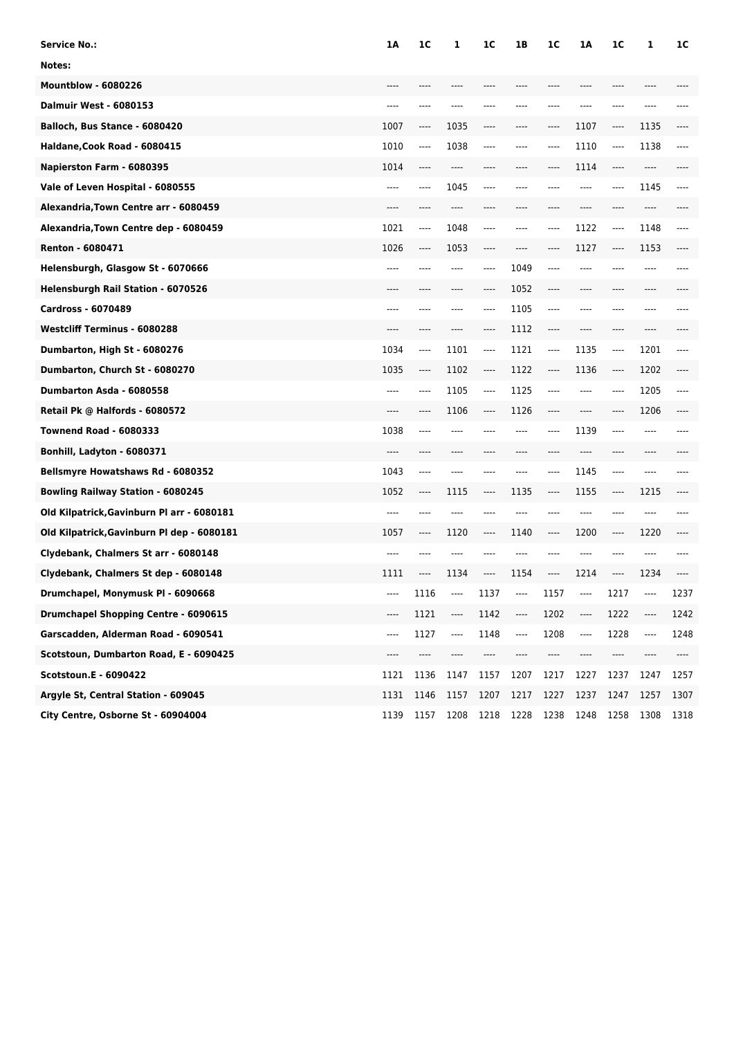| Service No.: | 1A | 1C | 1 | 1C | 1B | 1C | 1A | 1C | 1 | 1C |
|---|---|---|---|---|---|---|---|---|---|---|
| Notes: | | | | | | | | | | |
| Mountblow - 6080226 | ---- | ---- | ---- | ---- | ---- | ---- | ---- | ---- | ---- | ---- |
| Dalmuir West - 6080153 | ---- | ---- | ---- | ---- | ---- | ---- | ---- | ---- | ---- | ---- |
| Balloch, Bus Stance - 6080420 | 1007 | ---- | 1035 | ---- | ---- | ---- | 1107 | ---- | 1135 | ---- |
| Haldane,Cook Road - 6080415 | 1010 | ---- | 1038 | ---- | ---- | ---- | 1110 | ---- | 1138 | ---- |
| Napierston Farm - 6080395 | 1014 | ---- | ---- | ---- | ---- | ---- | 1114 | ---- | ---- | ---- |
| Vale of Leven Hospital - 6080555 | ---- | ---- | 1045 | ---- | ---- | ---- | ---- | ---- | 1145 | ---- |
| Alexandria,Town Centre arr - 6080459 | ---- | ---- | ---- | ---- | ---- | ---- | ---- | ---- | ---- | ---- |
| Alexandria,Town Centre dep - 6080459 | 1021 | ---- | 1048 | ---- | ---- | ---- | 1122 | ---- | 1148 | ---- |
| Renton - 6080471 | 1026 | ---- | 1053 | ---- | ---- | ---- | 1127 | ---- | 1153 | ---- |
| Helensburgh, Glasgow St - 6070666 | ---- | ---- | ---- | ---- | 1049 | ---- | ---- | ---- | ---- | ---- |
| Helensburgh Rail Station - 6070526 | ---- | ---- | ---- | ---- | 1052 | ---- | ---- | ---- | ---- | ---- |
| Cardross - 6070489 | ---- | ---- | ---- | ---- | 1105 | ---- | ---- | ---- | ---- | ---- |
| Westcliff Terminus - 6080288 | ---- | ---- | ---- | ---- | 1112 | ---- | ---- | ---- | ---- | ---- |
| Dumbarton, High St - 6080276 | 1034 | ---- | 1101 | ---- | 1121 | ---- | 1135 | ---- | 1201 | ---- |
| Dumbarton, Church St - 6080270 | 1035 | ---- | 1102 | ---- | 1122 | ---- | 1136 | ---- | 1202 | ---- |
| Dumbarton Asda - 6080558 | ---- | ---- | 1105 | ---- | 1125 | ---- | ---- | ---- | 1205 | ---- |
| Retail Pk @ Halfords - 6080572 | ---- | ---- | 1106 | ---- | 1126 | ---- | ---- | ---- | 1206 | ---- |
| Townend Road - 6080333 | 1038 | ---- | ---- | ---- | ---- | ---- | 1139 | ---- | ---- | ---- |
| Bonhill, Ladyton - 6080371 | ---- | ---- | ---- | ---- | ---- | ---- | ---- | ---- | ---- | ---- |
| Bellsmyre Howatshaws Rd - 6080352 | 1043 | ---- | ---- | ---- | ---- | ---- | 1145 | ---- | ---- | ---- |
| Bowling Railway Station - 6080245 | 1052 | ---- | 1115 | ---- | 1135 | ---- | 1155 | ---- | 1215 | ---- |
| Old Kilpatrick,Gavinburn Pl arr - 6080181 | ---- | ---- | ---- | ---- | ---- | ---- | ---- | ---- | ---- | ---- |
| Old Kilpatrick,Gavinburn Pl dep - 6080181 | 1057 | ---- | 1120 | ---- | 1140 | ---- | 1200 | ---- | 1220 | ---- |
| Clydebank, Chalmers St arr - 6080148 | ---- | ---- | ---- | ---- | ---- | ---- | ---- | ---- | ---- | ---- |
| Clydebank, Chalmers St dep - 6080148 | 1111 | ---- | 1134 | ---- | 1154 | ---- | 1214 | ---- | 1234 | ---- |
| Drumchapel, Monymusk Pl - 6090668 | ---- | 1116 | ---- | 1137 | ---- | 1157 | ---- | 1217 | ---- | 1237 |
| Drumchapel Shopping Centre - 6090615 | ---- | 1121 | ---- | 1142 | ---- | 1202 | ---- | 1222 | ---- | 1242 |
| Garscadden, Alderman Road - 6090541 | ---- | 1127 | ---- | 1148 | ---- | 1208 | ---- | 1228 | ---- | 1248 |
| Scotstoun, Dumbarton Road, E - 6090425 | ---- | ---- | ---- | ---- | ---- | ---- | ---- | ---- | ---- | ---- |
| Scotstoun.E - 6090422 | 1121 | 1136 | 1147 | 1157 | 1207 | 1217 | 1227 | 1237 | 1247 | 1257 |
| Argyle St, Central Station - 609045 | 1131 | 1146 | 1157 | 1207 | 1217 | 1227 | 1237 | 1247 | 1257 | 1307 |
| City Centre, Osborne St - 60904004 | 1139 | 1157 | 1208 | 1218 | 1228 | 1238 | 1248 | 1258 | 1308 | 1318 |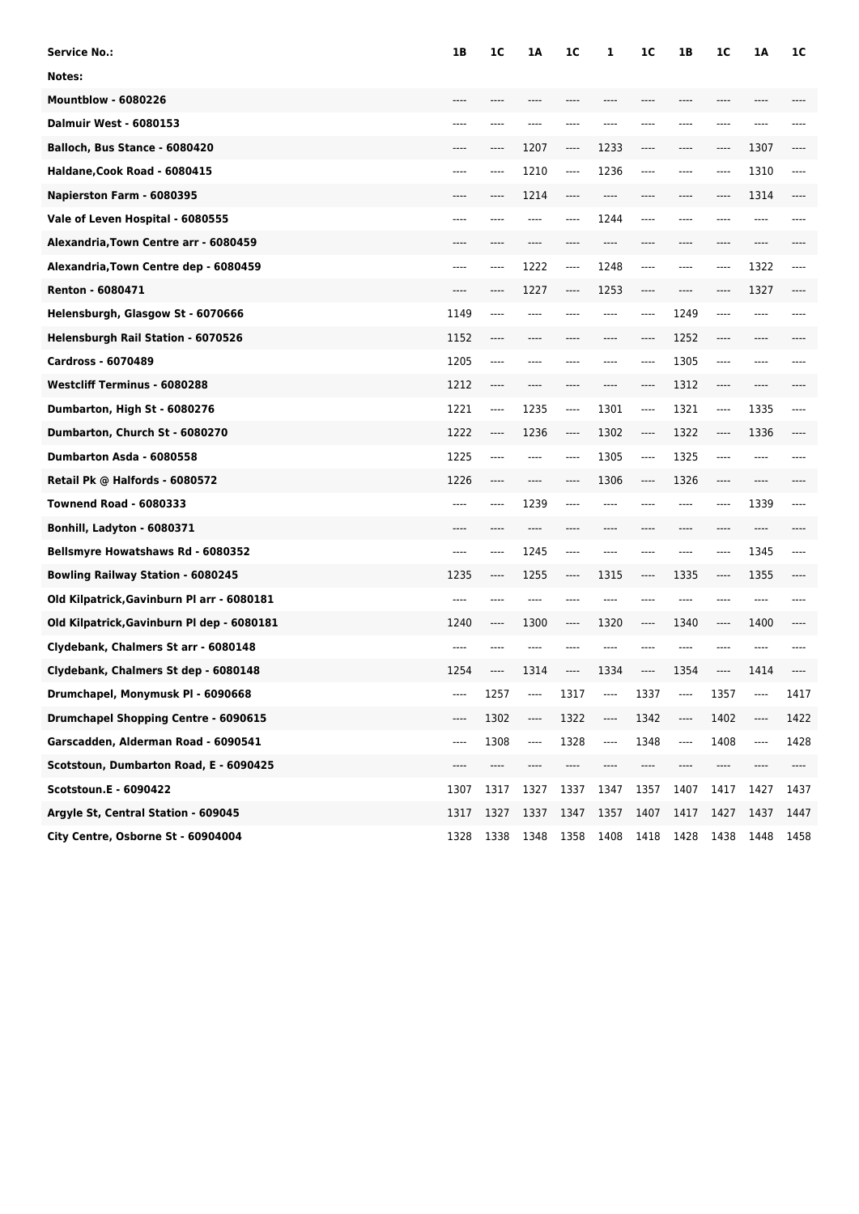| Service No.: | 1B | 1C | 1A | 1C | 1 | 1C | 1B | 1C | 1A | 1C |
|---|---|---|---|---|---|---|---|---|---|---|
| Notes: | | | | | | | | | | |
| Mountblow - 6080226 | ---- | ---- | ---- | ---- | ---- | ---- | ---- | ---- | ---- | ---- |
| Dalmuir West - 6080153 | ---- | ---- | ---- | ---- | ---- | ---- | ---- | ---- | ---- | ---- |
| Balloch, Bus Stance - 6080420 | ---- | ---- | 1207 | ---- | 1233 | ---- | ---- | ---- | 1307 | ---- |
| Haldane,Cook Road - 6080415 | ---- | ---- | 1210 | ---- | 1236 | ---- | ---- | ---- | 1310 | ---- |
| Napierston Farm - 6080395 | ---- | ---- | 1214 | ---- | ---- | ---- | ---- | ---- | 1314 | ---- |
| Vale of Leven Hospital - 6080555 | ---- | ---- | ---- | ---- | 1244 | ---- | ---- | ---- | ---- | ---- |
| Alexandria,Town Centre arr - 6080459 | ---- | ---- | ---- | ---- | ---- | ---- | ---- | ---- | ---- | ---- |
| Alexandria,Town Centre dep - 6080459 | ---- | ---- | 1222 | ---- | 1248 | ---- | ---- | ---- | 1322 | ---- |
| Renton - 6080471 | ---- | ---- | 1227 | ---- | 1253 | ---- | ---- | ---- | 1327 | ---- |
| Helensburgh, Glasgow St - 6070666 | 1149 | ---- | ---- | ---- | ---- | ---- | 1249 | ---- | ---- | ---- |
| Helensburgh Rail Station - 6070526 | 1152 | ---- | ---- | ---- | ---- | ---- | 1252 | ---- | ---- | ---- |
| Cardross - 6070489 | 1205 | ---- | ---- | ---- | ---- | ---- | 1305 | ---- | ---- | ---- |
| Westcliff Terminus - 6080288 | 1212 | ---- | ---- | ---- | ---- | ---- | 1312 | ---- | ---- | ---- |
| Dumbarton, High St - 6080276 | 1221 | ---- | 1235 | ---- | 1301 | ---- | 1321 | ---- | 1335 | ---- |
| Dumbarton, Church St - 6080270 | 1222 | ---- | 1236 | ---- | 1302 | ---- | 1322 | ---- | 1336 | ---- |
| Dumbarton Asda - 6080558 | 1225 | ---- | ---- | ---- | 1305 | ---- | 1325 | ---- | ---- | ---- |
| Retail Pk @ Halfords - 6080572 | 1226 | ---- | ---- | ---- | 1306 | ---- | 1326 | ---- | ---- | ---- |
| Townend Road - 6080333 | ---- | ---- | 1239 | ---- | ---- | ---- | ---- | ---- | 1339 | ---- |
| Bonhill, Ladyton - 6080371 | ---- | ---- | ---- | ---- | ---- | ---- | ---- | ---- | ---- | ---- |
| Bellsmyre Howatshaws Rd - 6080352 | ---- | ---- | 1245 | ---- | ---- | ---- | ---- | ---- | 1345 | ---- |
| Bowling Railway Station - 6080245 | 1235 | ---- | 1255 | ---- | 1315 | ---- | 1335 | ---- | 1355 | ---- |
| Old Kilpatrick,Gavinburn Pl arr - 6080181 | ---- | ---- | ---- | ---- | ---- | ---- | ---- | ---- | ---- | ---- |
| Old Kilpatrick,Gavinburn Pl dep - 6080181 | 1240 | ---- | 1300 | ---- | 1320 | ---- | 1340 | ---- | 1400 | ---- |
| Clydebank, Chalmers St arr - 6080148 | ---- | ---- | ---- | ---- | ---- | ---- | ---- | ---- | ---- | ---- |
| Clydebank, Chalmers St dep - 6080148 | 1254 | ---- | 1314 | ---- | 1334 | ---- | 1354 | ---- | 1414 | ---- |
| Drumchapel, Monymusk Pl - 6090668 | ---- | 1257 | ---- | 1317 | ---- | 1337 | ---- | 1357 | ---- | 1417 |
| Drumchapel Shopping Centre - 6090615 | ---- | 1302 | ---- | 1322 | ---- | 1342 | ---- | 1402 | ---- | 1422 |
| Garscadden, Alderman Road - 6090541 | ---- | 1308 | ---- | 1328 | ---- | 1348 | ---- | 1408 | ---- | 1428 |
| Scotstoun, Dumbarton Road, E - 6090425 | ---- | ---- | ---- | ---- | ---- | ---- | ---- | ---- | ---- | ---- |
| Scotstoun.E - 6090422 | 1307 | 1317 | 1327 | 1337 | 1347 | 1357 | 1407 | 1417 | 1427 | 1437 |
| Argyle St, Central Station - 609045 | 1317 | 1327 | 1337 | 1347 | 1357 | 1407 | 1417 | 1427 | 1437 | 1447 |
| City Centre, Osborne St - 60904004 | 1328 | 1338 | 1348 | 1358 | 1408 | 1418 | 1428 | 1438 | 1448 | 1458 |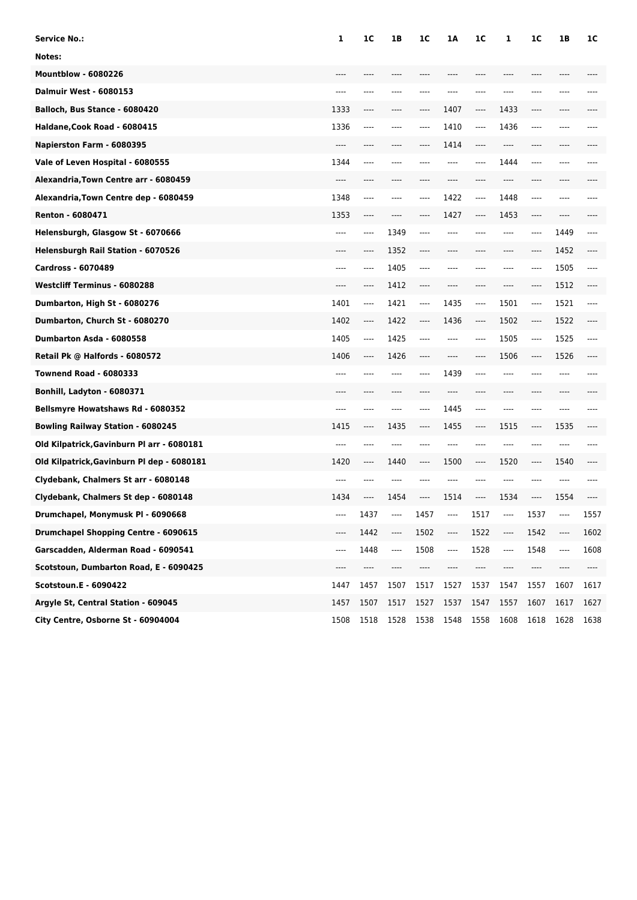| Service No.: | 1 | 1C | 1B | 1C | 1A | 1C | 1 | 1C | 1B | 1C |
|---|---|---|---|---|---|---|---|---|---|---|
| Notes: | | | | | | | | | | |
| Mountblow - 6080226 | ---- | ---- | ---- | ---- | ---- | ---- | ---- | ---- | ---- | ---- |
| Dalmuir West - 6080153 | ---- | ---- | ---- | ---- | ---- | ---- | ---- | ---- | ---- | ---- |
| Balloch, Bus Stance - 6080420 | 1333 | ---- | ---- | ---- | 1407 | ---- | 1433 | ---- | ---- | ---- |
| Haldane,Cook Road - 6080415 | 1336 | ---- | ---- | ---- | 1410 | ---- | 1436 | ---- | ---- | ---- |
| Napierston Farm - 6080395 | ---- | ---- | ---- | ---- | 1414 | ---- | ---- | ---- | ---- | ---- |
| Vale of Leven Hospital - 6080555 | 1344 | ---- | ---- | ---- | ---- | ---- | 1444 | ---- | ---- | ---- |
| Alexandria,Town Centre arr - 6080459 | ---- | ---- | ---- | ---- | ---- | ---- | ---- | ---- | ---- | ---- |
| Alexandria,Town Centre dep - 6080459 | 1348 | ---- | ---- | ---- | 1422 | ---- | 1448 | ---- | ---- | ---- |
| Renton - 6080471 | 1353 | ---- | ---- | ---- | 1427 | ---- | 1453 | ---- | ---- | ---- |
| Helensburgh, Glasgow St - 6070666 | ---- | ---- | 1349 | ---- | ---- | ---- | ---- | ---- | 1449 | ---- |
| Helensburgh Rail Station - 6070526 | ---- | ---- | 1352 | ---- | ---- | ---- | ---- | ---- | 1452 | ---- |
| Cardross - 6070489 | ---- | ---- | 1405 | ---- | ---- | ---- | ---- | ---- | 1505 | ---- |
| Westcliff Terminus - 6080288 | ---- | ---- | 1412 | ---- | ---- | ---- | ---- | ---- | 1512 | ---- |
| Dumbarton, High St - 6080276 | 1401 | ---- | 1421 | ---- | 1435 | ---- | 1501 | ---- | 1521 | ---- |
| Dumbarton, Church St - 6080270 | 1402 | ---- | 1422 | ---- | 1436 | ---- | 1502 | ---- | 1522 | ---- |
| Dumbarton Asda - 6080558 | 1405 | ---- | 1425 | ---- | ---- | ---- | 1505 | ---- | 1525 | ---- |
| Retail Pk @ Halfords - 6080572 | 1406 | ---- | 1426 | ---- | ---- | ---- | 1506 | ---- | 1526 | ---- |
| Townend Road - 6080333 | ---- | ---- | ---- | ---- | 1439 | ---- | ---- | ---- | ---- | ---- |
| Bonhill, Ladyton - 6080371 | ---- | ---- | ---- | ---- | ---- | ---- | ---- | ---- | ---- | ---- |
| Bellsmyre Howatshaws Rd - 6080352 | ---- | ---- | ---- | ---- | 1445 | ---- | ---- | ---- | ---- | ---- |
| Bowling Railway Station - 6080245 | 1415 | ---- | 1435 | ---- | 1455 | ---- | 1515 | ---- | 1535 | ---- |
| Old Kilpatrick,Gavinburn Pl arr - 6080181 | ---- | ---- | ---- | ---- | ---- | ---- | ---- | ---- | ---- | ---- |
| Old Kilpatrick,Gavinburn Pl dep - 6080181 | 1420 | ---- | 1440 | ---- | 1500 | ---- | 1520 | ---- | 1540 | ---- |
| Clydebank, Chalmers St arr - 6080148 | ---- | ---- | ---- | ---- | ---- | ---- | ---- | ---- | ---- | ---- |
| Clydebank, Chalmers St dep - 6080148 | 1434 | ---- | 1454 | ---- | 1514 | ---- | 1534 | ---- | 1554 | ---- |
| Drumchapel, Monymusk Pl - 6090668 | ---- | 1437 | ---- | 1457 | ---- | 1517 | ---- | 1537 | ---- | 1557 |
| Drumchapel Shopping Centre - 6090615 | ---- | 1442 | ---- | 1502 | ---- | 1522 | ---- | 1542 | ---- | 1602 |
| Garscadden, Alderman Road - 6090541 | ---- | 1448 | ---- | 1508 | ---- | 1528 | ---- | 1548 | ---- | 1608 |
| Scotstoun, Dumbarton Road, E - 6090425 | ---- | ---- | ---- | ---- | ---- | ---- | ---- | ---- | ---- | ---- |
| Scotstoun.E - 6090422 | 1447 | 1457 | 1507 | 1517 | 1527 | 1537 | 1547 | 1557 | 1607 | 1617 |
| Argyle St, Central Station - 609045 | 1457 | 1507 | 1517 | 1527 | 1537 | 1547 | 1557 | 1607 | 1617 | 1627 |
| City Centre, Osborne St - 60904004 | 1508 | 1518 | 1528 | 1538 | 1548 | 1558 | 1608 | 1618 | 1628 | 1638 |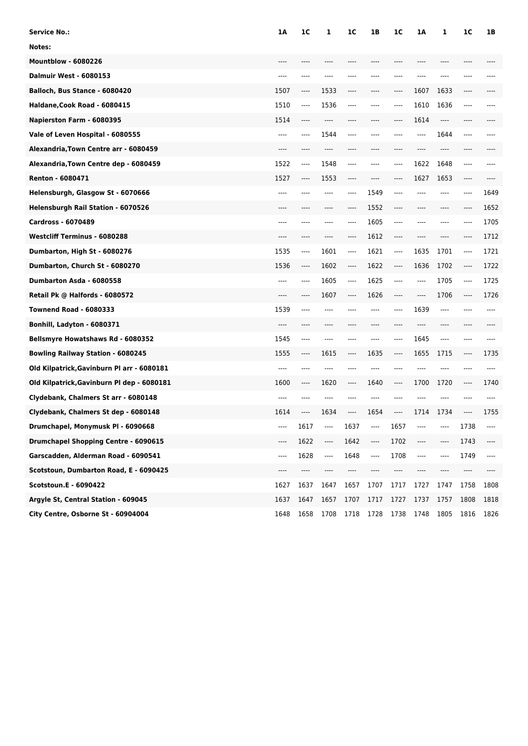| Service No.: | 1A | 1C | 1 | 1C | 1B | 1C | 1A | 1 | 1C | 1B |
|---|---|---|---|---|---|---|---|---|---|---|
| Notes: | | | | | | | | | | |
| Mountblow - 6080226 | ---- | ---- | ---- | ---- | ---- | ---- | ---- | ---- | ---- | ---- |
| Dalmuir West - 6080153 | ---- | ---- | ---- | ---- | ---- | ---- | ---- | ---- | ---- | ---- |
| Balloch, Bus Stance - 6080420 | 1507 | ---- | 1533 | ---- | ---- | ---- | 1607 | 1633 | ---- | ---- |
| Haldane,Cook Road - 6080415 | 1510 | ---- | 1536 | ---- | ---- | ---- | 1610 | 1636 | ---- | ---- |
| Napierston Farm - 6080395 | 1514 | ---- | ---- | ---- | ---- | ---- | 1614 | ---- | ---- | ---- |
| Vale of Leven Hospital - 6080555 | ---- | ---- | 1544 | ---- | ---- | ---- | ---- | 1644 | ---- | ---- |
| Alexandria,Town Centre arr - 6080459 | ---- | ---- | ---- | ---- | ---- | ---- | ---- | ---- | ---- | ---- |
| Alexandria,Town Centre dep - 6080459 | 1522 | ---- | 1548 | ---- | ---- | ---- | 1622 | 1648 | ---- | ---- |
| Renton - 6080471 | 1527 | ---- | 1553 | ---- | ---- | ---- | 1627 | 1653 | ---- | ---- |
| Helensburgh, Glasgow St - 6070666 | ---- | ---- | ---- | ---- | 1549 | ---- | ---- | ---- | ---- | 1649 |
| Helensburgh Rail Station - 6070526 | ---- | ---- | ---- | ---- | 1552 | ---- | ---- | ---- | ---- | 1652 |
| Cardross - 6070489 | ---- | ---- | ---- | ---- | 1605 | ---- | ---- | ---- | ---- | 1705 |
| Westcliff Terminus - 6080288 | ---- | ---- | ---- | ---- | 1612 | ---- | ---- | ---- | ---- | 1712 |
| Dumbarton, High St - 6080276 | 1535 | ---- | 1601 | ---- | 1621 | ---- | 1635 | 1701 | ---- | 1721 |
| Dumbarton, Church St - 6080270 | 1536 | ---- | 1602 | ---- | 1622 | ---- | 1636 | 1702 | ---- | 1722 |
| Dumbarton Asda - 6080558 | ---- | ---- | 1605 | ---- | 1625 | ---- | ---- | 1705 | ---- | 1725 |
| Retail Pk @ Halfords - 6080572 | ---- | ---- | 1607 | ---- | 1626 | ---- | ---- | 1706 | ---- | 1726 |
| Townend Road - 6080333 | 1539 | ---- | ---- | ---- | ---- | ---- | 1639 | ---- | ---- | ---- |
| Bonhill, Ladyton - 6080371 | ---- | ---- | ---- | ---- | ---- | ---- | ---- | ---- | ---- | ---- |
| Bellsmyre Howatshaws Rd - 6080352 | 1545 | ---- | ---- | ---- | ---- | ---- | 1645 | ---- | ---- | ---- |
| Bowling Railway Station - 6080245 | 1555 | ---- | 1615 | ---- | 1635 | ---- | 1655 | 1715 | ---- | 1735 |
| Old Kilpatrick,Gavinburn Pl arr - 6080181 | ---- | ---- | ---- | ---- | ---- | ---- | ---- | ---- | ---- | ---- |
| Old Kilpatrick,Gavinburn Pl dep - 6080181 | 1600 | ---- | 1620 | ---- | 1640 | ---- | 1700 | 1720 | ---- | 1740 |
| Clydebank, Chalmers St arr - 6080148 | ---- | ---- | ---- | ---- | ---- | ---- | ---- | ---- | ---- | ---- |
| Clydebank, Chalmers St dep - 6080148 | 1614 | ---- | 1634 | ---- | 1654 | ---- | 1714 | 1734 | ---- | 1755 |
| Drumchapel, Monymusk Pl - 6090668 | ---- | 1617 | ---- | 1637 | ---- | 1657 | ---- | ---- | 1738 | ---- |
| Drumchapel Shopping Centre - 6090615 | ---- | 1622 | ---- | 1642 | ---- | 1702 | ---- | ---- | 1743 | ---- |
| Garscadden, Alderman Road - 6090541 | ---- | 1628 | ---- | 1648 | ---- | 1708 | ---- | ---- | 1749 | ---- |
| Scotstoun, Dumbarton Road, E - 6090425 | ---- | ---- | ---- | ---- | ---- | ---- | ---- | ---- | ---- | ---- |
| Scotstoun.E - 6090422 | 1627 | 1637 | 1647 | 1657 | 1707 | 1717 | 1727 | 1747 | 1758 | 1808 |
| Argyle St, Central Station - 609045 | 1637 | 1647 | 1657 | 1707 | 1717 | 1727 | 1737 | 1757 | 1808 | 1818 |
| City Centre, Osborne St - 60904004 | 1648 | 1658 | 1708 | 1718 | 1728 | 1738 | 1748 | 1805 | 1816 | 1826 |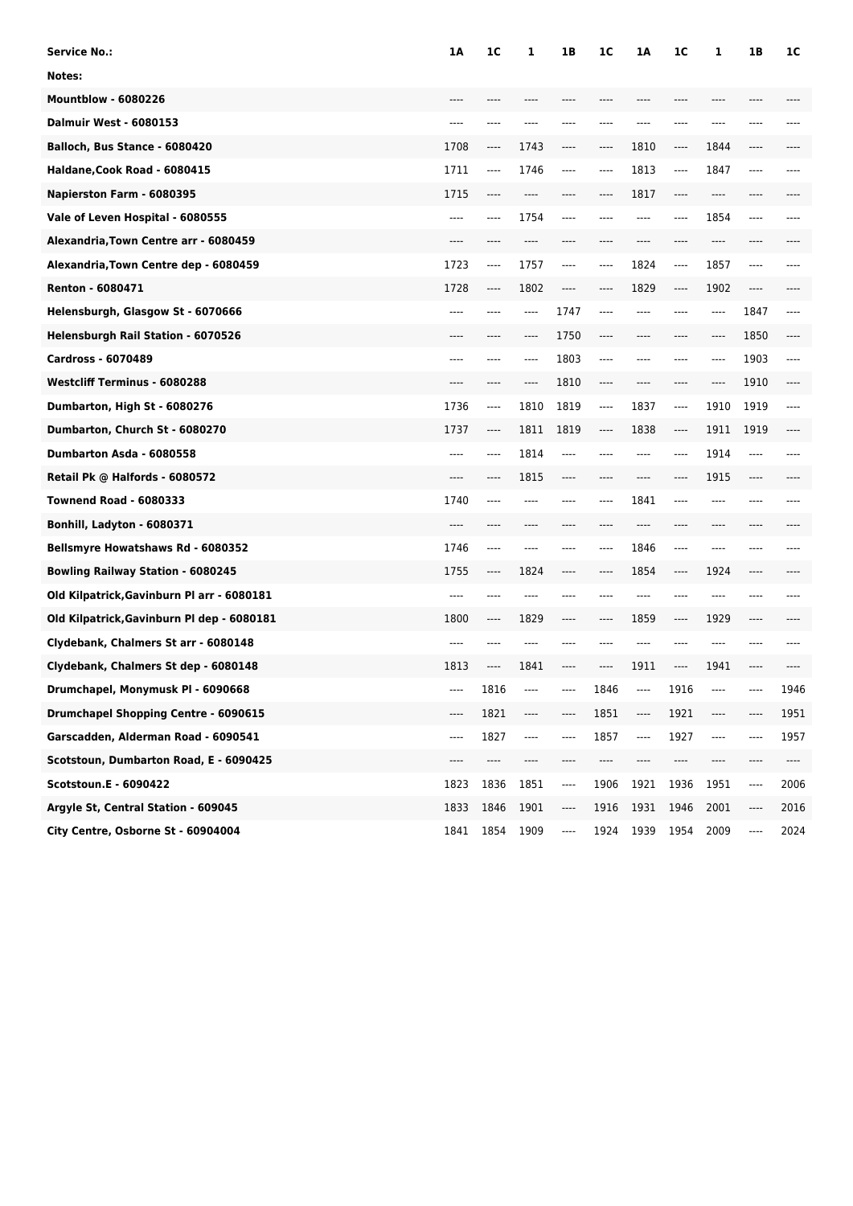| Service No.: | 1A | 1C | 1 | 1B | 1C | 1A | 1C | 1 | 1B | 1C |
|---|---|---|---|---|---|---|---|---|---|---|
| Notes: | | | | | | | | | | |
| Mountblow - 6080226 | ---- | ---- | ---- | ---- | ---- | ---- | ---- | ---- | ---- | ---- |
| Dalmuir West - 6080153 | ---- | ---- | ---- | ---- | ---- | ---- | ---- | ---- | ---- | ---- |
| Balloch, Bus Stance - 6080420 | 1708 | ---- | 1743 | ---- | ---- | 1810 | ---- | 1844 | ---- | ---- |
| Haldane,Cook Road - 6080415 | 1711 | ---- | 1746 | ---- | ---- | 1813 | ---- | 1847 | ---- | ---- |
| Napierston Farm - 6080395 | 1715 | ---- | ---- | ---- | ---- | 1817 | ---- | ---- | ---- | ---- |
| Vale of Leven Hospital - 6080555 | ---- | ---- | 1754 | ---- | ---- | ---- | ---- | 1854 | ---- | ---- |
| Alexandria,Town Centre arr - 6080459 | ---- | ---- | ---- | ---- | ---- | ---- | ---- | ---- | ---- | ---- |
| Alexandria,Town Centre dep - 6080459 | 1723 | ---- | 1757 | ---- | ---- | 1824 | ---- | 1857 | ---- | ---- |
| Renton - 6080471 | 1728 | ---- | 1802 | ---- | ---- | 1829 | ---- | 1902 | ---- | ---- |
| Helensburgh, Glasgow St - 6070666 | ---- | ---- | ---- | 1747 | ---- | ---- | ---- | ---- | 1847 | ---- |
| Helensburgh Rail Station - 6070526 | ---- | ---- | ---- | 1750 | ---- | ---- | ---- | ---- | 1850 | ---- |
| Cardross - 6070489 | ---- | ---- | ---- | 1803 | ---- | ---- | ---- | ---- | 1903 | ---- |
| Westcliff Terminus - 6080288 | ---- | ---- | ---- | 1810 | ---- | ---- | ---- | ---- | 1910 | ---- |
| Dumbarton, High St - 6080276 | 1736 | ---- | 1810 | 1819 | ---- | 1837 | ---- | 1910 | 1919 | ---- |
| Dumbarton, Church St - 6080270 | 1737 | ---- | 1811 | 1819 | ---- | 1838 | ---- | 1911 | 1919 | ---- |
| Dumbarton Asda - 6080558 | ---- | ---- | 1814 | ---- | ---- | ---- | ---- | 1914 | ---- | ---- |
| Retail Pk @ Halfords - 6080572 | ---- | ---- | 1815 | ---- | ---- | ---- | ---- | 1915 | ---- | ---- |
| Townend Road - 6080333 | 1740 | ---- | ---- | ---- | ---- | 1841 | ---- | ---- | ---- | ---- |
| Bonhill, Ladyton - 6080371 | ---- | ---- | ---- | ---- | ---- | ---- | ---- | ---- | ---- | ---- |
| Bellsmyre Howatshaws Rd - 6080352 | 1746 | ---- | ---- | ---- | ---- | 1846 | ---- | ---- | ---- | ---- |
| Bowling Railway Station - 6080245 | 1755 | ---- | 1824 | ---- | ---- | 1854 | ---- | 1924 | ---- | ---- |
| Old Kilpatrick,Gavinburn Pl arr - 6080181 | ---- | ---- | ---- | ---- | ---- | ---- | ---- | ---- | ---- | ---- |
| Old Kilpatrick,Gavinburn Pl dep - 6080181 | 1800 | ---- | 1829 | ---- | ---- | 1859 | ---- | 1929 | ---- | ---- |
| Clydebank, Chalmers St arr - 6080148 | ---- | ---- | ---- | ---- | ---- | ---- | ---- | ---- | ---- | ---- |
| Clydebank, Chalmers St dep - 6080148 | 1813 | ---- | 1841 | ---- | ---- | 1911 | ---- | 1941 | ---- | ---- |
| Drumchapel, Monymusk Pl - 6090668 | ---- | 1816 | ---- | ---- | 1846 | ---- | 1916 | ---- | ---- | 1946 |
| Drumchapel Shopping Centre - 6090615 | ---- | 1821 | ---- | ---- | 1851 | ---- | 1921 | ---- | ---- | 1951 |
| Garscadden, Alderman Road - 6090541 | ---- | 1827 | ---- | ---- | 1857 | ---- | 1927 | ---- | ---- | 1957 |
| Scotstoun, Dumbarton Road, E - 6090425 | ---- | ---- | ---- | ---- | ---- | ---- | ---- | ---- | ---- | ---- |
| Scotstoun.E - 6090422 | 1823 | 1836 | 1851 | ---- | 1906 | 1921 | 1936 | 1951 | ---- | 2006 |
| Argyle St, Central Station - 609045 | 1833 | 1846 | 1901 | ---- | 1916 | 1931 | 1946 | 2001 | ---- | 2016 |
| City Centre, Osborne St - 60904004 | 1841 | 1854 | 1909 | ---- | 1924 | 1939 | 1954 | 2009 | ---- | 2024 |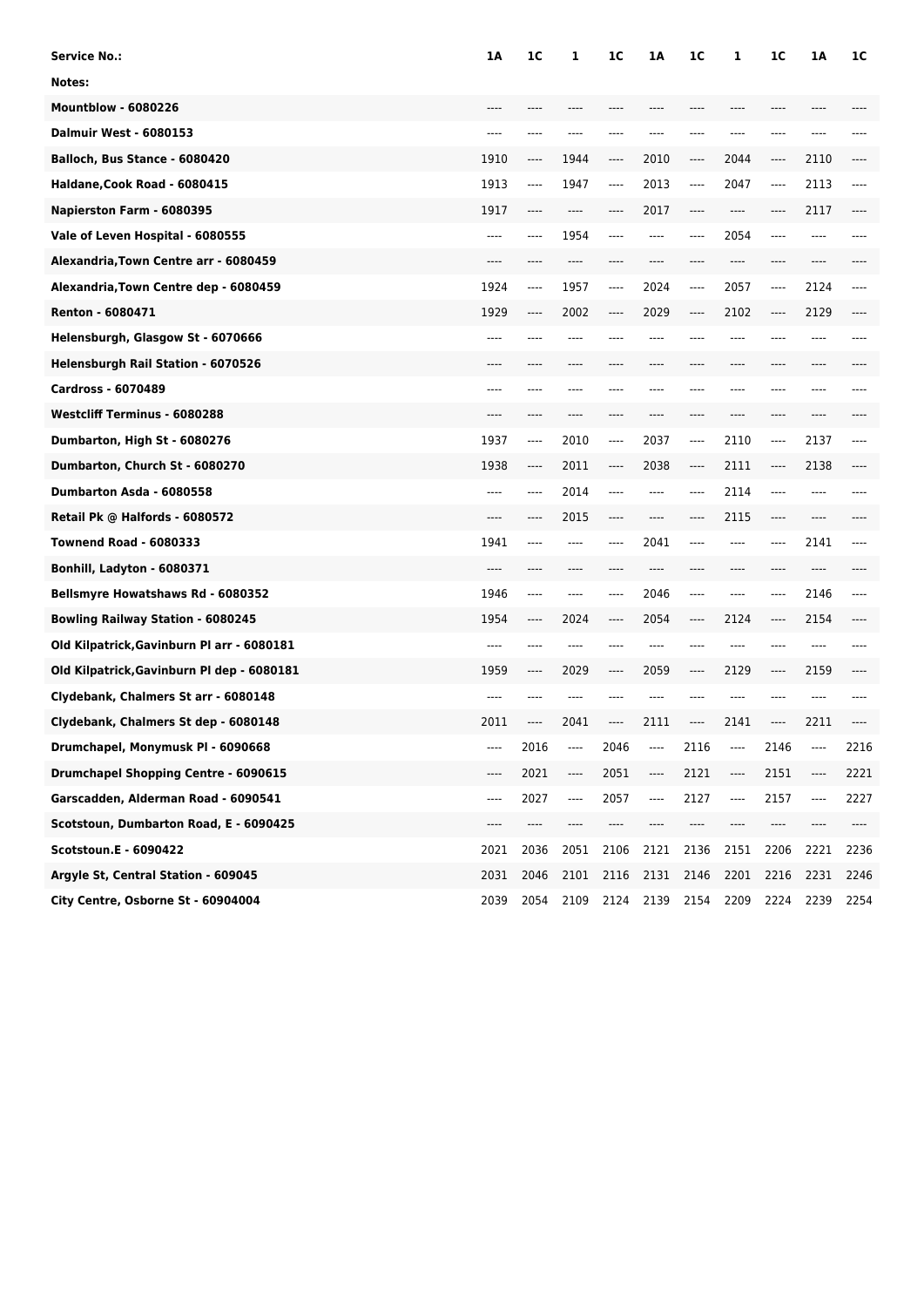| Service No.: | 1A | 1C | 1 | 1C | 1A | 1C | 1 | 1C | 1A | 1C |
|---|---|---|---|---|---|---|---|---|---|---|
| Notes: | | | | | | | | | | |
| Mountblow - 6080226 | ---- | ---- | ---- | ---- | ---- | ---- | ---- | ---- | ---- | ---- |
| Dalmuir West - 6080153 | ---- | ---- | ---- | ---- | ---- | ---- | ---- | ---- | ---- | ---- |
| Balloch, Bus Stance - 6080420 | 1910 | ---- | 1944 | ---- | 2010 | ---- | 2044 | ---- | 2110 | ---- |
| Haldane,Cook Road - 6080415 | 1913 | ---- | 1947 | ---- | 2013 | ---- | 2047 | ---- | 2113 | ---- |
| Napierston Farm - 6080395 | 1917 | ---- | ---- | ---- | 2017 | ---- | ---- | ---- | 2117 | ---- |
| Vale of Leven Hospital - 6080555 | ---- | ---- | 1954 | ---- | ---- | ---- | 2054 | ---- | ---- | ---- |
| Alexandria,Town Centre arr - 6080459 | ---- | ---- | ---- | ---- | ---- | ---- | ---- | ---- | ---- | ---- |
| Alexandria,Town Centre dep - 6080459 | 1924 | ---- | 1957 | ---- | 2024 | ---- | 2057 | ---- | 2124 | ---- |
| Renton - 6080471 | 1929 | ---- | 2002 | ---- | 2029 | ---- | 2102 | ---- | 2129 | ---- |
| Helensburgh, Glasgow St - 6070666 | ---- | ---- | ---- | ---- | ---- | ---- | ---- | ---- | ---- | ---- |
| Helensburgh Rail Station - 6070526 | ---- | ---- | ---- | ---- | ---- | ---- | ---- | ---- | ---- | ---- |
| Cardross - 6070489 | ---- | ---- | ---- | ---- | ---- | ---- | ---- | ---- | ---- | ---- |
| Westcliff Terminus - 6080288 | ---- | ---- | ---- | ---- | ---- | ---- | ---- | ---- | ---- | ---- |
| Dumbarton, High St - 6080276 | 1937 | ---- | 2010 | ---- | 2037 | ---- | 2110 | ---- | 2137 | ---- |
| Dumbarton, Church St - 6080270 | 1938 | ---- | 2011 | ---- | 2038 | ---- | 2111 | ---- | 2138 | ---- |
| Dumbarton Asda - 6080558 | ---- | ---- | 2014 | ---- | ---- | ---- | 2114 | ---- | ---- | ---- |
| Retail Pk @ Halfords - 6080572 | ---- | ---- | 2015 | ---- | ---- | ---- | 2115 | ---- | ---- | ---- |
| Townend Road - 6080333 | 1941 | ---- | ---- | ---- | 2041 | ---- | ---- | ---- | 2141 | ---- |
| Bonhill, Ladyton - 6080371 | ---- | ---- | ---- | ---- | ---- | ---- | ---- | ---- | ---- | ---- |
| Bellsmyre Howatshaws Rd - 6080352 | 1946 | ---- | ---- | ---- | 2046 | ---- | ---- | ---- | 2146 | ---- |
| Bowling Railway Station - 6080245 | 1954 | ---- | 2024 | ---- | 2054 | ---- | 2124 | ---- | 2154 | ---- |
| Old Kilpatrick,Gavinburn Pl arr - 6080181 | ---- | ---- | ---- | ---- | ---- | ---- | ---- | ---- | ---- | ---- |
| Old Kilpatrick,Gavinburn Pl dep - 6080181 | 1959 | ---- | 2029 | ---- | 2059 | ---- | 2129 | ---- | 2159 | ---- |
| Clydebank, Chalmers St arr - 6080148 | ---- | ---- | ---- | ---- | ---- | ---- | ---- | ---- | ---- | ---- |
| Clydebank, Chalmers St dep - 6080148 | 2011 | ---- | 2041 | ---- | 2111 | ---- | 2141 | ---- | 2211 | ---- |
| Drumchapel, Monymusk Pl - 6090668 | ---- | 2016 | ---- | 2046 | ---- | 2116 | ---- | 2146 | ---- | 2216 |
| Drumchapel Shopping Centre - 6090615 | ---- | 2021 | ---- | 2051 | ---- | 2121 | ---- | 2151 | ---- | 2221 |
| Garscadden, Alderman Road - 6090541 | ---- | 2027 | ---- | 2057 | ---- | 2127 | ---- | 2157 | ---- | 2227 |
| Scotstoun, Dumbarton Road, E - 6090425 | ---- | ---- | ---- | ---- | ---- | ---- | ---- | ---- | ---- | ---- |
| Scotstoun.E - 6090422 | 2021 | 2036 | 2051 | 2106 | 2121 | 2136 | 2151 | 2206 | 2221 | 2236 |
| Argyle St, Central Station - 609045 | 2031 | 2046 | 2101 | 2116 | 2131 | 2146 | 2201 | 2216 | 2231 | 2246 |
| City Centre, Osborne St - 60904004 | 2039 | 2054 | 2109 | 2124 | 2139 | 2154 | 2209 | 2224 | 2239 | 2254 |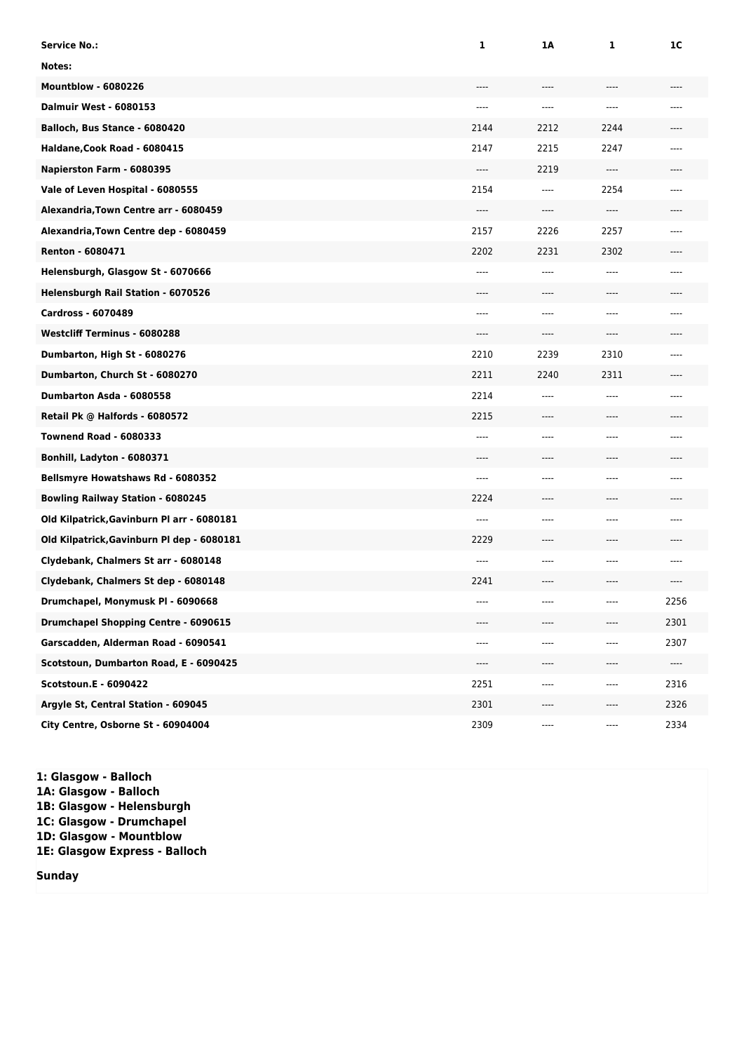| Service No.: | 1 | 1A | 1 | 1C |
|---|---|---|---|---|
| Notes: | | | | |
| Mountblow - 6080226 | ---- | ---- | ---- | ---- |
| Dalmuir West - 6080153 | ---- | ---- | ---- | ---- |
| Balloch, Bus Stance - 6080420 | 2144 | 2212 | 2244 | ---- |
| Haldane,Cook Road - 6080415 | 2147 | 2215 | 2247 | ---- |
| Napierston Farm - 6080395 | ---- | 2219 | ---- | ---- |
| Vale of Leven Hospital - 6080555 | 2154 | ---- | 2254 | ---- |
| Alexandria,Town Centre arr - 6080459 | ---- | ---- | ---- | ---- |
| Alexandria,Town Centre dep - 6080459 | 2157 | 2226 | 2257 | ---- |
| Renton - 6080471 | 2202 | 2231 | 2302 | ---- |
| Helensburgh, Glasgow St - 6070666 | ---- | ---- | ---- | ---- |
| Helensburgh Rail Station - 6070526 | ---- | ---- | ---- | ---- |
| Cardross - 6070489 | ---- | ---- | ---- | ---- |
| Westcliff Terminus - 6080288 | ---- | ---- | ---- | ---- |
| Dumbarton, High St - 6080276 | 2210 | 2239 | 2310 | ---- |
| Dumbarton, Church St - 6080270 | 2211 | 2240 | 2311 | ---- |
| Dumbarton Asda - 6080558 | 2214 | ---- | ---- | ---- |
| Retail Pk @ Halfords - 6080572 | 2215 | ---- | ---- | ---- |
| Townend Road - 6080333 | ---- | ---- | ---- | ---- |
| Bonhill, Ladyton - 6080371 | ---- | ---- | ---- | ---- |
| Bellsmyre Howatshaws Rd - 6080352 | ---- | ---- | ---- | ---- |
| Bowling Railway Station - 6080245 | 2224 | ---- | ---- | ---- |
| Old Kilpatrick,Gavinburn Pl arr - 6080181 | ---- | ---- | ---- | ---- |
| Old Kilpatrick,Gavinburn Pl dep - 6080181 | 2229 | ---- | ---- | ---- |
| Clydebank, Chalmers St arr - 6080148 | ---- | ---- | ---- | ---- |
| Clydebank, Chalmers St dep - 6080148 | 2241 | ---- | ---- | ---- |
| Drumchapel, Monymusk Pl - 6090668 | ---- | ---- | ---- | 2256 |
| Drumchapel Shopping Centre - 6090615 | ---- | ---- | ---- | 2301 |
| Garscadden, Alderman Road - 6090541 | ---- | ---- | ---- | 2307 |
| Scotstoun, Dumbarton Road, E - 6090425 | ---- | ---- | ---- | ---- |
| Scotstoun.E - 6090422 | 2251 | ---- | ---- | 2316 |
| Argyle St, Central Station - 609045 | 2301 | ---- | ---- | 2326 |
| City Centre, Osborne St - 60904004 | 2309 | ---- | ---- | 2334 |

**1: Glasgow - Balloch**
**1A: Glasgow - Balloch**
**1B: Glasgow - Helensburgh**
**1C: Glasgow - Drumchapel**
**1D: Glasgow - Mountblow**
**1E: Glasgow Express - Balloch**

**Sunday**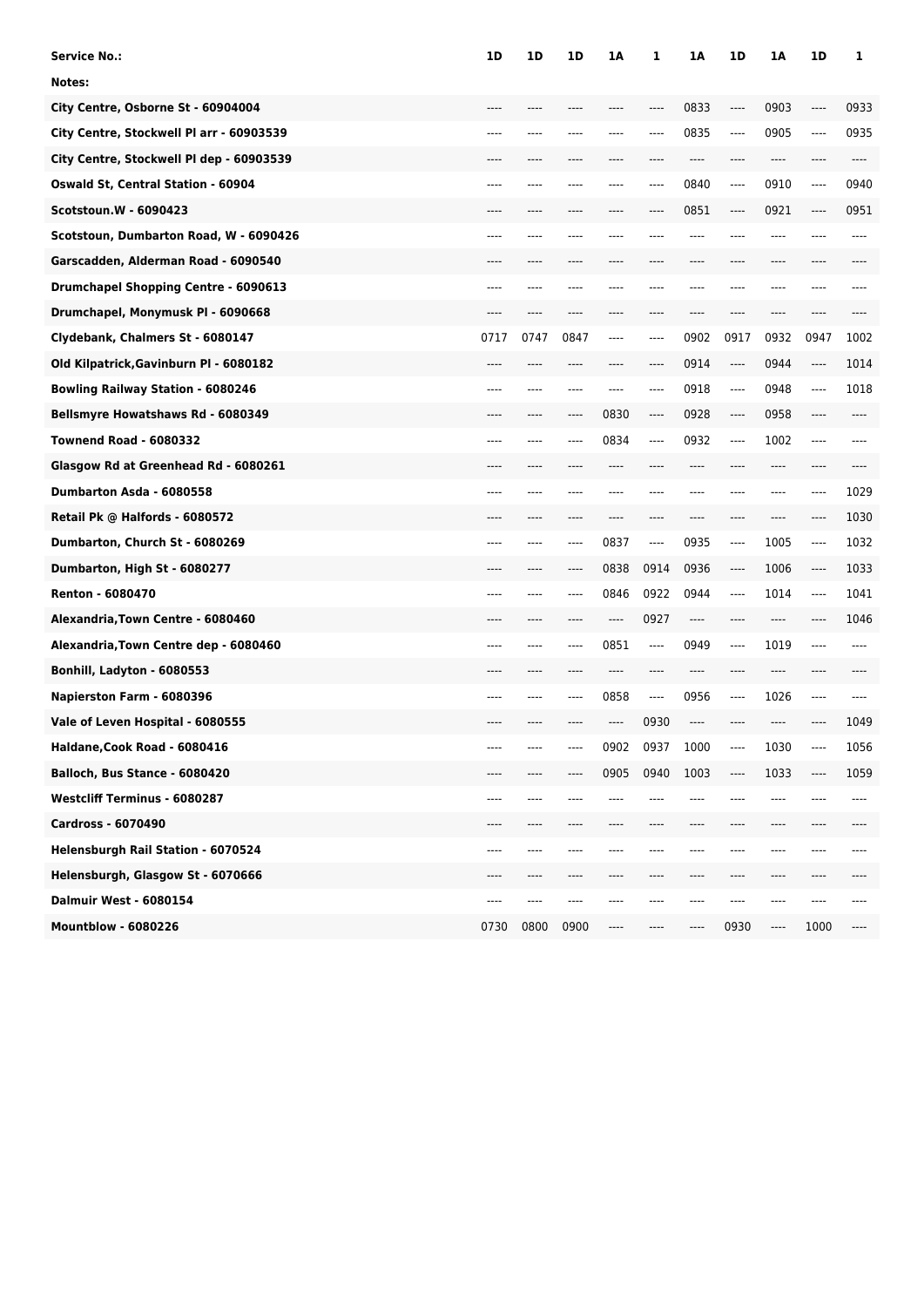| Service No.: | 1D | 1D | 1D | 1A | 1 | 1A | 1D | 1A | 1D | 1 |
|---|---|---|---|---|---|---|---|---|---|---|
| Notes: | | | | | | | | | | |
| City Centre, Osborne St - 60904004 | ---- | ---- | ---- | ---- | ---- | 0833 | ---- | 0903 | ---- | 0933 |
| City Centre, Stockwell Pl arr - 60903539 | ---- | ---- | ---- | ---- | ---- | 0835 | ---- | 0905 | ---- | 0935 |
| City Centre, Stockwell Pl dep - 60903539 | ---- | ---- | ---- | ---- | ---- | ---- | ---- | ---- | ---- | ---- |
| Oswald St, Central Station - 60904 | ---- | ---- | ---- | ---- | ---- | 0840 | ---- | 0910 | ---- | 0940 |
| Scotstoun.W - 6090423 | ---- | ---- | ---- | ---- | ---- | 0851 | ---- | 0921 | ---- | 0951 |
| Scotstoun, Dumbarton Road, W - 6090426 | ---- | ---- | ---- | ---- | ---- | ---- | ---- | ---- | ---- | ---- |
| Garscadden, Alderman Road - 6090540 | ---- | ---- | ---- | ---- | ---- | ---- | ---- | ---- | ---- | ---- |
| Drumchapel Shopping Centre - 6090613 | ---- | ---- | ---- | ---- | ---- | ---- | ---- | ---- | ---- | ---- |
| Drumchapel, Monymusk Pl - 6090668 | ---- | ---- | ---- | ---- | ---- | ---- | ---- | ---- | ---- | ---- |
| Clydebank, Chalmers St - 6080147 | 0717 | 0747 | 0847 | ---- | ---- | 0902 | 0917 | 0932 | 0947 | 1002 |
| Old Kilpatrick,Gavinburn Pl - 6080182 | ---- | ---- | ---- | ---- | ---- | 0914 | ---- | 0944 | ---- | 1014 |
| Bowling Railway Station - 6080246 | ---- | ---- | ---- | ---- | ---- | 0918 | ---- | 0948 | ---- | 1018 |
| Bellsmyre Howatshaws Rd - 6080349 | ---- | ---- | ---- | 0830 | ---- | 0928 | ---- | 0958 | ---- | ---- |
| Townend Road - 6080332 | ---- | ---- | ---- | 0834 | ---- | 0932 | ---- | 1002 | ---- | ---- |
| Glasgow Rd at Greenhead Rd - 6080261 | ---- | ---- | ---- | ---- | ---- | ---- | ---- | ---- | ---- | ---- |
| Dumbarton Asda - 6080558 | ---- | ---- | ---- | ---- | ---- | ---- | ---- | ---- | ---- | 1029 |
| Retail Pk @ Halfords - 6080572 | ---- | ---- | ---- | ---- | ---- | ---- | ---- | ---- | ---- | 1030 |
| Dumbarton, Church St - 6080269 | ---- | ---- | ---- | 0837 | ---- | 0935 | ---- | 1005 | ---- | 1032 |
| Dumbarton, High St - 6080277 | ---- | ---- | ---- | 0838 | 0914 | 0936 | ---- | 1006 | ---- | 1033 |
| Renton - 6080470 | ---- | ---- | ---- | 0846 | 0922 | 0944 | ---- | 1014 | ---- | 1041 |
| Alexandria,Town Centre - 6080460 | ---- | ---- | ---- | ---- | 0927 | ---- | ---- | ---- | ---- | 1046 |
| Alexandria,Town Centre dep - 6080460 | ---- | ---- | ---- | 0851 | ---- | 0949 | ---- | 1019 | ---- | ---- |
| Bonhill, Ladyton - 6080553 | ---- | ---- | ---- | ---- | ---- | ---- | ---- | ---- | ---- | ---- |
| Napierston Farm - 6080396 | ---- | ---- | ---- | 0858 | ---- | 0956 | ---- | 1026 | ---- | ---- |
| Vale of Leven Hospital - 6080555 | ---- | ---- | ---- | ---- | 0930 | ---- | ---- | ---- | ---- | 1049 |
| Haldane,Cook Road - 6080416 | ---- | ---- | ---- | 0902 | 0937 | 1000 | ---- | 1030 | ---- | 1056 |
| Balloch, Bus Stance - 6080420 | ---- | ---- | ---- | 0905 | 0940 | 1003 | ---- | 1033 | ---- | 1059 |
| Westcliff Terminus - 6080287 | ---- | ---- | ---- | ---- | ---- | ---- | ---- | ---- | ---- | ---- |
| Cardross - 6070490 | ---- | ---- | ---- | ---- | ---- | ---- | ---- | ---- | ---- | ---- |
| Helensburgh Rail Station - 6070524 | ---- | ---- | ---- | ---- | ---- | ---- | ---- | ---- | ---- | ---- |
| Helensburgh, Glasgow St - 6070666 | ---- | ---- | ---- | ---- | ---- | ---- | ---- | ---- | ---- | ---- |
| Dalmuir West - 6080154 | ---- | ---- | ---- | ---- | ---- | ---- | ---- | ---- | ---- | ---- |
| Mountblow - 6080226 | 0730 | 0800 | 0900 | ---- | ---- | ---- | 0930 | ---- | 1000 | ---- |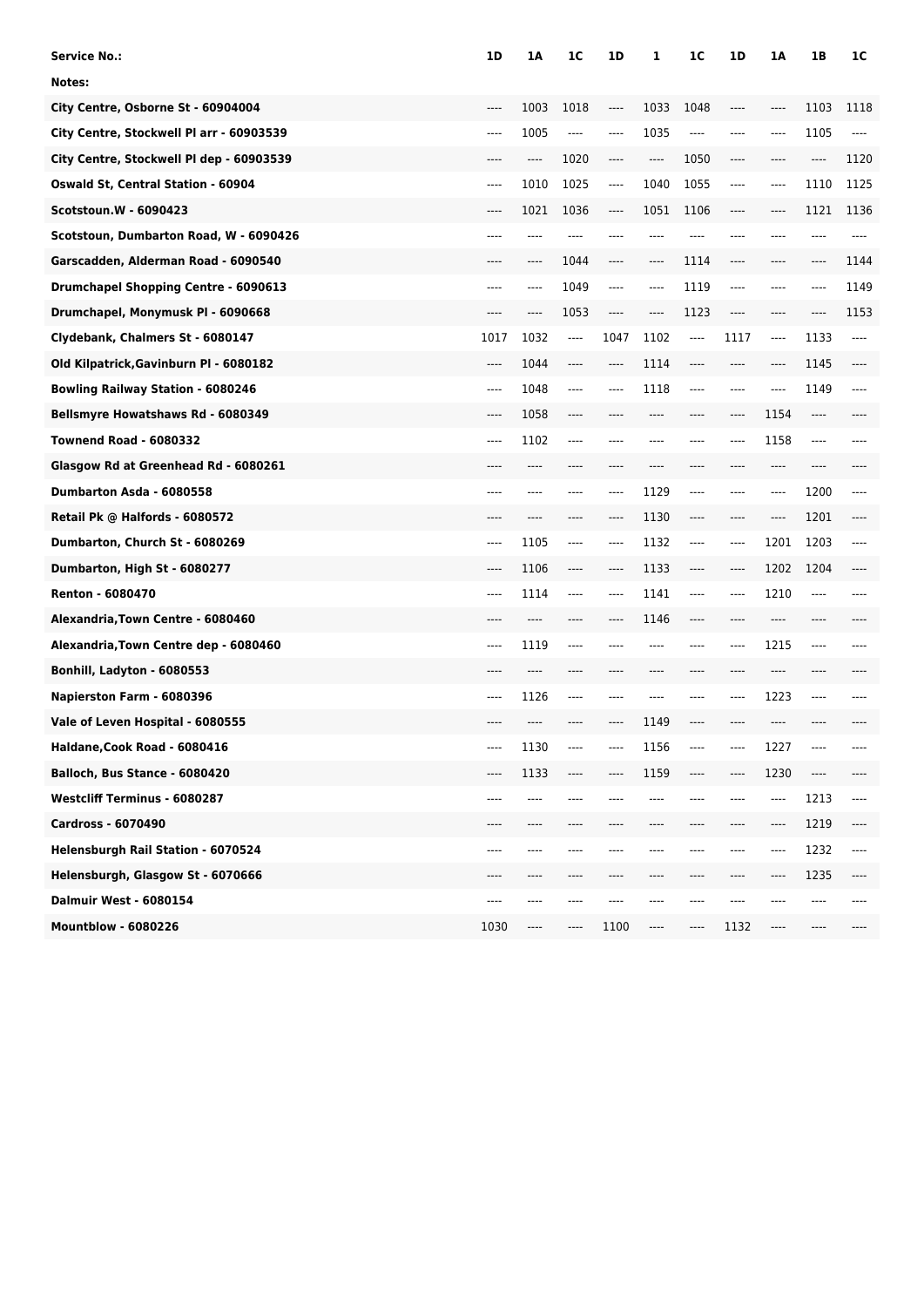| Service No.: | 1D | 1A | 1C | 1D | 1 | 1C | 1D | 1A | 1B | 1C |
|---|---|---|---|---|---|---|---|---|---|---|
| Notes: | | | | | | | | | | |
| City Centre, Osborne St - 60904004 | ---- | 1003 | 1018 | ---- | 1033 | 1048 | ---- | ---- | 1103 | 1118 |
| City Centre, Stockwell Pl arr - 60903539 | ---- | 1005 | ---- | ---- | 1035 | ---- | ---- | ---- | 1105 | ---- |
| City Centre, Stockwell Pl dep - 60903539 | ---- | ---- | 1020 | ---- | ---- | 1050 | ---- | ---- | ---- | 1120 |
| Oswald St, Central Station - 60904 | ---- | 1010 | 1025 | ---- | 1040 | 1055 | ---- | ---- | 1110 | 1125 |
| Scotstoun.W - 6090423 | ---- | 1021 | 1036 | ---- | 1051 | 1106 | ---- | ---- | 1121 | 1136 |
| Scotstoun, Dumbarton Road, W - 6090426 | ---- | ---- | ---- | ---- | ---- | ---- | ---- | ---- | ---- | ---- |
| Garscadden, Alderman Road - 6090540 | ---- | ---- | 1044 | ---- | ---- | 1114 | ---- | ---- | ---- | 1144 |
| Drumchapel Shopping Centre - 6090613 | ---- | ---- | 1049 | ---- | ---- | 1119 | ---- | ---- | ---- | 1149 |
| Drumchapel, Monymusk Pl - 6090668 | ---- | ---- | 1053 | ---- | ---- | 1123 | ---- | ---- | ---- | 1153 |
| Clydebank, Chalmers St - 6080147 | 1017 | 1032 | ---- | 1047 | 1102 | ---- | 1117 | ---- | 1133 | ---- |
| Old Kilpatrick,Gavinburn Pl - 6080182 | ---- | 1044 | ---- | ---- | 1114 | ---- | ---- | ---- | 1145 | ---- |
| Bowling Railway Station - 6080246 | ---- | 1048 | ---- | ---- | 1118 | ---- | ---- | ---- | 1149 | ---- |
| Bellsmyre Howatshaws Rd - 6080349 | ---- | 1058 | ---- | ---- | ---- | ---- | ---- | 1154 | ---- | ---- |
| Townend Road - 6080332 | ---- | 1102 | ---- | ---- | ---- | ---- | ---- | 1158 | ---- | ---- |
| Glasgow Rd at Greenhead Rd - 6080261 | ---- | ---- | ---- | ---- | ---- | ---- | ---- | ---- | ---- | ---- |
| Dumbarton Asda - 6080558 | ---- | ---- | ---- | ---- | 1129 | ---- | ---- | ---- | 1200 | ---- |
| Retail Pk @ Halfords - 6080572 | ---- | ---- | ---- | ---- | 1130 | ---- | ---- | ---- | 1201 | ---- |
| Dumbarton, Church St - 6080269 | ---- | 1105 | ---- | ---- | 1132 | ---- | ---- | 1201 | 1203 | ---- |
| Dumbarton, High St - 6080277 | ---- | 1106 | ---- | ---- | 1133 | ---- | ---- | 1202 | 1204 | ---- |
| Renton - 6080470 | ---- | 1114 | ---- | ---- | 1141 | ---- | ---- | 1210 | ---- | ---- |
| Alexandria,Town Centre - 6080460 | ---- | ---- | ---- | ---- | 1146 | ---- | ---- | ---- | ---- | ---- |
| Alexandria,Town Centre dep - 6080460 | ---- | 1119 | ---- | ---- | ---- | ---- | ---- | 1215 | ---- | ---- |
| Bonhill, Ladyton - 6080553 | ---- | ---- | ---- | ---- | ---- | ---- | ---- | ---- | ---- | ---- |
| Napierston Farm - 6080396 | ---- | 1126 | ---- | ---- | ---- | ---- | ---- | 1223 | ---- | ---- |
| Vale of Leven Hospital - 6080555 | ---- | ---- | ---- | ---- | 1149 | ---- | ---- | ---- | ---- | ---- |
| Haldane,Cook Road - 6080416 | ---- | 1130 | ---- | ---- | 1156 | ---- | ---- | 1227 | ---- | ---- |
| Balloch, Bus Stance - 6080420 | ---- | 1133 | ---- | ---- | 1159 | ---- | ---- | 1230 | ---- | ---- |
| Westcliff Terminus - 6080287 | ---- | ---- | ---- | ---- | ---- | ---- | ---- | ---- | 1213 | ---- |
| Cardross - 6070490 | ---- | ---- | ---- | ---- | ---- | ---- | ---- | ---- | 1219 | ---- |
| Helensburgh Rail Station - 6070524 | ---- | ---- | ---- | ---- | ---- | ---- | ---- | ---- | 1232 | ---- |
| Helensburgh, Glasgow St - 6070666 | ---- | ---- | ---- | ---- | ---- | ---- | ---- | ---- | 1235 | ---- |
| Dalmuir West - 6080154 | ---- | ---- | ---- | ---- | ---- | ---- | ---- | ---- | ---- | ---- |
| Mountblow - 6080226 | 1030 | ---- | ---- | 1100 | ---- | ---- | 1132 | ---- | ---- | ---- |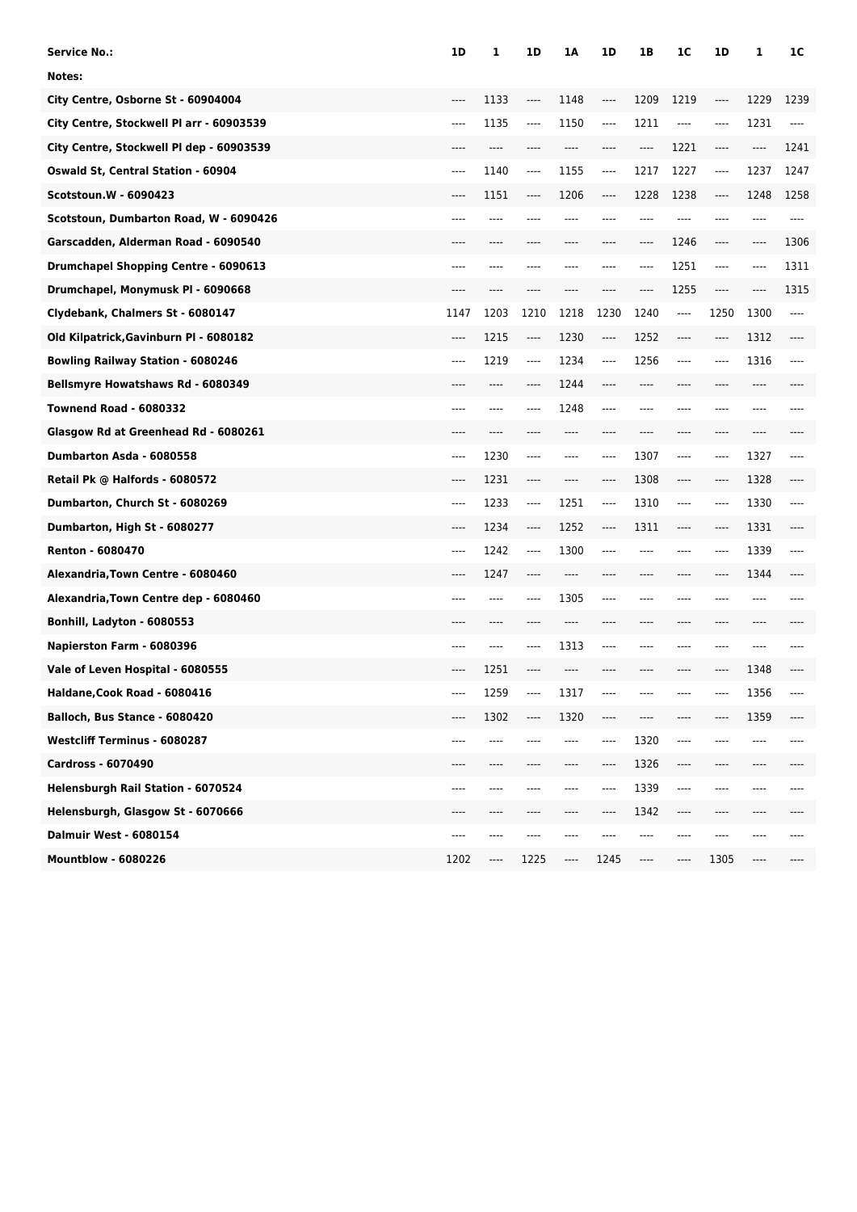| Service No.: | 1D | 1 | 1D | 1A | 1D | 1B | 1C | 1D | 1 | 1C |
|---|---|---|---|---|---|---|---|---|---|---|
| Notes: | | | | | | | | | | |
| City Centre, Osborne St - 60904004 | ---- | 1133 | ---- | 1148 | ---- | 1209 | 1219 | ---- | 1229 | 1239 |
| City Centre, Stockwell Pl arr - 60903539 | ---- | 1135 | ---- | 1150 | ---- | 1211 | ---- | ---- | 1231 | ---- |
| City Centre, Stockwell Pl dep - 60903539 | ---- | ---- | ---- | ---- | ---- | ---- | 1221 | ---- | ---- | 1241 |
| Oswald St, Central Station - 60904 | ---- | 1140 | ---- | 1155 | ---- | 1217 | 1227 | ---- | 1237 | 1247 |
| Scotstoun.W - 6090423 | ---- | 1151 | ---- | 1206 | ---- | 1228 | 1238 | ---- | 1248 | 1258 |
| Scotstoun, Dumbarton Road, W - 6090426 | ---- | ---- | ---- | ---- | ---- | ---- | ---- | ---- | ---- | ---- |
| Garscadden, Alderman Road - 6090540 | ---- | ---- | ---- | ---- | ---- | ---- | 1246 | ---- | ---- | 1306 |
| Drumchapel Shopping Centre - 6090613 | ---- | ---- | ---- | ---- | ---- | ---- | 1251 | ---- | ---- | 1311 |
| Drumchapel, Monymusk Pl - 6090668 | ---- | ---- | ---- | ---- | ---- | ---- | 1255 | ---- | ---- | 1315 |
| Clydebank, Chalmers St - 6080147 | 1147 | 1203 | 1210 | 1218 | 1230 | 1240 | ---- | 1250 | 1300 | ---- |
| Old Kilpatrick,Gavinburn Pl - 6080182 | ---- | 1215 | ---- | 1230 | ---- | 1252 | ---- | ---- | 1312 | ---- |
| Bowling Railway Station - 6080246 | ---- | 1219 | ---- | 1234 | ---- | 1256 | ---- | ---- | 1316 | ---- |
| Bellsmyre Howatshaws Rd - 6080349 | ---- | ---- | ---- | 1244 | ---- | ---- | ---- | ---- | ---- | ---- |
| Townend Road - 6080332 | ---- | ---- | ---- | 1248 | ---- | ---- | ---- | ---- | ---- | ---- |
| Glasgow Rd at Greenhead Rd - 6080261 | ---- | ---- | ---- | ---- | ---- | ---- | ---- | ---- | ---- | ---- |
| Dumbarton Asda - 6080558 | ---- | 1230 | ---- | ---- | ---- | 1307 | ---- | ---- | 1327 | ---- |
| Retail Pk @ Halfords - 6080572 | ---- | 1231 | ---- | ---- | ---- | 1308 | ---- | ---- | 1328 | ---- |
| Dumbarton, Church St - 6080269 | ---- | 1233 | ---- | 1251 | ---- | 1310 | ---- | ---- | 1330 | ---- |
| Dumbarton, High St - 6080277 | ---- | 1234 | ---- | 1252 | ---- | 1311 | ---- | ---- | 1331 | ---- |
| Renton - 6080470 | ---- | 1242 | ---- | 1300 | ---- | ---- | ---- | ---- | 1339 | ---- |
| Alexandria,Town Centre - 6080460 | ---- | 1247 | ---- | ---- | ---- | ---- | ---- | ---- | 1344 | ---- |
| Alexandria,Town Centre dep - 6080460 | ---- | ---- | ---- | 1305 | ---- | ---- | ---- | ---- | ---- | ---- |
| Bonhill, Ladyton - 6080553 | ---- | ---- | ---- | ---- | ---- | ---- | ---- | ---- | ---- | ---- |
| Napierston Farm - 6080396 | ---- | ---- | ---- | 1313 | ---- | ---- | ---- | ---- | ---- | ---- |
| Vale of Leven Hospital - 6080555 | ---- | 1251 | ---- | ---- | ---- | ---- | ---- | ---- | 1348 | ---- |
| Haldane,Cook Road - 6080416 | ---- | 1259 | ---- | 1317 | ---- | ---- | ---- | ---- | 1356 | ---- |
| Balloch, Bus Stance - 6080420 | ---- | 1302 | ---- | 1320 | ---- | ---- | ---- | ---- | 1359 | ---- |
| Westcliff Terminus - 6080287 | ---- | ---- | ---- | ---- | ---- | 1320 | ---- | ---- | ---- | ---- |
| Cardross - 6070490 | ---- | ---- | ---- | ---- | ---- | 1326 | ---- | ---- | ---- | ---- |
| Helensburgh Rail Station - 6070524 | ---- | ---- | ---- | ---- | ---- | 1339 | ---- | ---- | ---- | ---- |
| Helensburgh, Glasgow St - 6070666 | ---- | ---- | ---- | ---- | ---- | 1342 | ---- | ---- | ---- | ---- |
| Dalmuir West - 6080154 | ---- | ---- | ---- | ---- | ---- | ---- | ---- | ---- | ---- | ---- |
| Mountblow - 6080226 | 1202 | ---- | 1225 | ---- | 1245 | ---- | ---- | 1305 | ---- | ---- |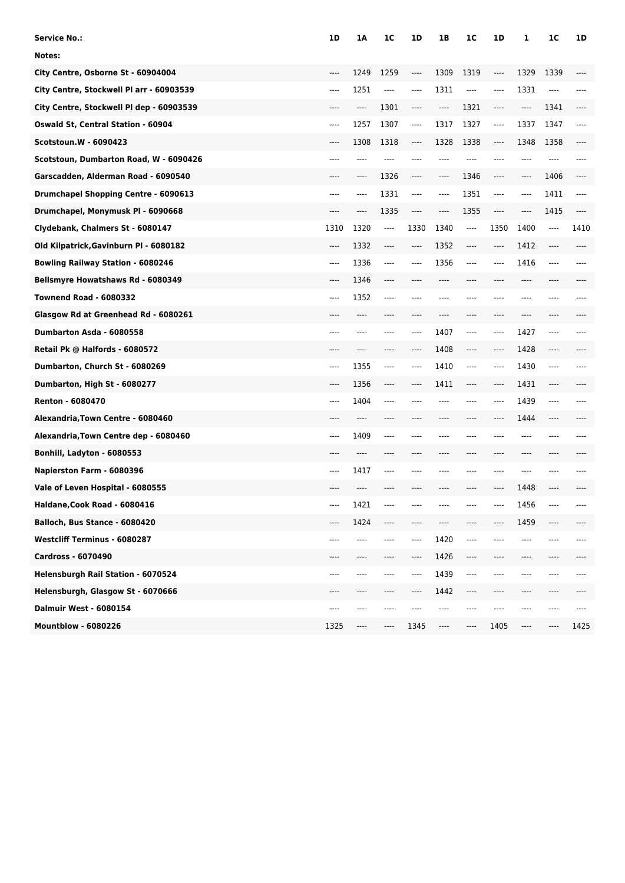| Service No.: | 1D | 1A | 1C | 1D | 1B | 1C | 1D | 1 | 1C | 1D |
|---|---|---|---|---|---|---|---|---|---|---|
| Notes: | | | | | | | | | | |
| City Centre, Osborne St - 60904004 | ---- | 1249 | 1259 | ---- | 1309 | 1319 | ---- | 1329 | 1339 | ---- |
| City Centre, Stockwell Pl arr - 60903539 | ---- | 1251 | ---- | ---- | 1311 | ---- | ---- | 1331 | ---- | ---- |
| City Centre, Stockwell Pl dep - 60903539 | ---- | ---- | 1301 | ---- | ---- | 1321 | ---- | ---- | 1341 | ---- |
| Oswald St, Central Station - 60904 | ---- | 1257 | 1307 | ---- | 1317 | 1327 | ---- | 1337 | 1347 | ---- |
| Scotstoun.W - 6090423 | ---- | 1308 | 1318 | ---- | 1328 | 1338 | ---- | 1348 | 1358 | ---- |
| Scotstoun, Dumbarton Road, W - 6090426 | ---- | ---- | ---- | ---- | ---- | ---- | ---- | ---- | ---- | ---- |
| Garscadden, Alderman Road - 6090540 | ---- | ---- | 1326 | ---- | ---- | 1346 | ---- | ---- | 1406 | ---- |
| Drumchapel Shopping Centre - 6090613 | ---- | ---- | 1331 | ---- | ---- | 1351 | ---- | ---- | 1411 | ---- |
| Drumchapel, Monymusk Pl - 6090668 | ---- | ---- | 1335 | ---- | ---- | 1355 | ---- | ---- | 1415 | ---- |
| Clydebank, Chalmers St - 6080147 | 1310 | 1320 | ---- | 1330 | 1340 | ---- | 1350 | 1400 | ---- | 1410 |
| Old Kilpatrick,Gavinburn Pl - 6080182 | ---- | 1332 | ---- | ---- | 1352 | ---- | ---- | 1412 | ---- | ---- |
| Bowling Railway Station - 6080246 | ---- | 1336 | ---- | ---- | 1356 | ---- | ---- | 1416 | ---- | ---- |
| Bellsmyre Howatshaws Rd - 6080349 | ---- | 1346 | ---- | ---- | ---- | ---- | ---- | ---- | ---- | ---- |
| Townend Road - 6080332 | ---- | 1352 | ---- | ---- | ---- | ---- | ---- | ---- | ---- | ---- |
| Glasgow Rd at Greenhead Rd - 6080261 | ---- | ---- | ---- | ---- | ---- | ---- | ---- | ---- | ---- | ---- |
| Dumbarton Asda - 6080558 | ---- | ---- | ---- | ---- | 1407 | ---- | ---- | 1427 | ---- | ---- |
| Retail Pk @ Halfords - 6080572 | ---- | ---- | ---- | ---- | 1408 | ---- | ---- | 1428 | ---- | ---- |
| Dumbarton, Church St - 6080269 | ---- | 1355 | ---- | ---- | 1410 | ---- | ---- | 1430 | ---- | ---- |
| Dumbarton, High St - 6080277 | ---- | 1356 | ---- | ---- | 1411 | ---- | ---- | 1431 | ---- | ---- |
| Renton - 6080470 | ---- | 1404 | ---- | ---- | ---- | ---- | ---- | 1439 | ---- | ---- |
| Alexandria,Town Centre - 6080460 | ---- | ---- | ---- | ---- | ---- | ---- | ---- | 1444 | ---- | ---- |
| Alexandria,Town Centre dep - 6080460 | ---- | 1409 | ---- | ---- | ---- | ---- | ---- | ---- | ---- | ---- |
| Bonhill, Ladyton - 6080553 | ---- | ---- | ---- | ---- | ---- | ---- | ---- | ---- | ---- | ---- |
| Napierston Farm - 6080396 | ---- | 1417 | ---- | ---- | ---- | ---- | ---- | ---- | ---- | ---- |
| Vale of Leven Hospital - 6080555 | ---- | ---- | ---- | ---- | ---- | ---- | ---- | 1448 | ---- | ---- |
| Haldane,Cook Road - 6080416 | ---- | 1421 | ---- | ---- | ---- | ---- | ---- | 1456 | ---- | ---- |
| Balloch, Bus Stance - 6080420 | ---- | 1424 | ---- | ---- | ---- | ---- | ---- | 1459 | ---- | ---- |
| Westcliff Terminus - 6080287 | ---- | ---- | ---- | ---- | 1420 | ---- | ---- | ---- | ---- | ---- |
| Cardross - 6070490 | ---- | ---- | ---- | ---- | 1426 | ---- | ---- | ---- | ---- | ---- |
| Helensburgh Rail Station - 6070524 | ---- | ---- | ---- | ---- | 1439 | ---- | ---- | ---- | ---- | ---- |
| Helensburgh, Glasgow St - 6070666 | ---- | ---- | ---- | ---- | 1442 | ---- | ---- | ---- | ---- | ---- |
| Dalmuir West - 6080154 | ---- | ---- | ---- | ---- | ---- | ---- | ---- | ---- | ---- | ---- |
| Mountblow - 6080226 | 1325 | ---- | ---- | 1345 | ---- | ---- | 1405 | ---- | ---- | 1425 |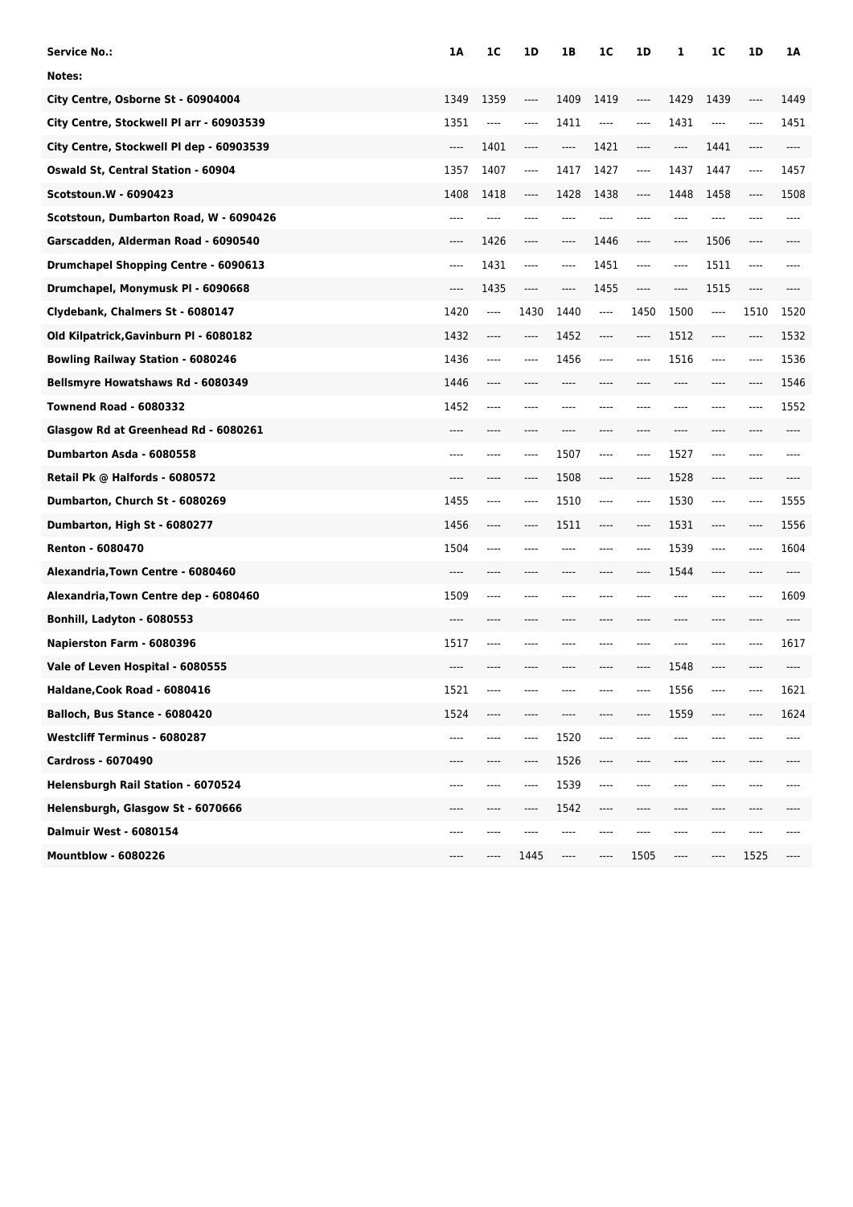| Service No.: | 1A | 1C | 1D | 1B | 1C | 1D | 1 | 1C | 1D | 1A |
|---|---|---|---|---|---|---|---|---|---|---|
| Notes: | | | | | | | | | | |
| City Centre, Osborne St - 60904004 | 1349 | 1359 | ---- | 1409 | 1419 | ---- | 1429 | 1439 | ---- | 1449 |
| City Centre, Stockwell Pl arr - 60903539 | 1351 | ---- | ---- | 1411 | ---- | ---- | 1431 | ---- | ---- | 1451 |
| City Centre, Stockwell Pl dep - 60903539 | ---- | 1401 | ---- | ---- | 1421 | ---- | ---- | 1441 | ---- | ---- |
| Oswald St, Central Station - 60904 | 1357 | 1407 | ---- | 1417 | 1427 | ---- | 1437 | 1447 | ---- | 1457 |
| Scotstoun.W - 6090423 | 1408 | 1418 | ---- | 1428 | 1438 | ---- | 1448 | 1458 | ---- | 1508 |
| Scotstoun, Dumbarton Road, W - 6090426 | ---- | ---- | ---- | ---- | ---- | ---- | ---- | ---- | ---- | ---- |
| Garscadden, Alderman Road - 6090540 | ---- | 1426 | ---- | ---- | 1446 | ---- | ---- | 1506 | ---- | ---- |
| Drumchapel Shopping Centre - 6090613 | ---- | 1431 | ---- | ---- | 1451 | ---- | ---- | 1511 | ---- | ---- |
| Drumchapel, Monymusk Pl - 6090668 | ---- | 1435 | ---- | ---- | 1455 | ---- | ---- | 1515 | ---- | ---- |
| Clydebank, Chalmers St - 6080147 | 1420 | ---- | 1430 | 1440 | ---- | 1450 | 1500 | ---- | 1510 | 1520 |
| Old Kilpatrick,Gavinburn Pl - 6080182 | 1432 | ---- | ---- | 1452 | ---- | ---- | 1512 | ---- | ---- | 1532 |
| Bowling Railway Station - 6080246 | 1436 | ---- | ---- | 1456 | ---- | ---- | 1516 | ---- | ---- | 1536 |
| Bellsmyre Howatshaws Rd - 6080349 | 1446 | ---- | ---- | ---- | ---- | ---- | ---- | ---- | ---- | 1546 |
| Townend Road - 6080332 | 1452 | ---- | ---- | ---- | ---- | ---- | ---- | ---- | ---- | 1552 |
| Glasgow Rd at Greenhead Rd - 6080261 | ---- | ---- | ---- | ---- | ---- | ---- | ---- | ---- | ---- | ---- |
| Dumbarton Asda - 6080558 | ---- | ---- | ---- | 1507 | ---- | ---- | 1527 | ---- | ---- | ---- |
| Retail Pk @ Halfords - 6080572 | ---- | ---- | ---- | 1508 | ---- | ---- | 1528 | ---- | ---- | ---- |
| Dumbarton, Church St - 6080269 | 1455 | ---- | ---- | 1510 | ---- | ---- | 1530 | ---- | ---- | 1555 |
| Dumbarton, High St - 6080277 | 1456 | ---- | ---- | 1511 | ---- | ---- | 1531 | ---- | ---- | 1556 |
| Renton - 6080470 | 1504 | ---- | ---- | ---- | ---- | ---- | 1539 | ---- | ---- | 1604 |
| Alexandria,Town Centre - 6080460 | ---- | ---- | ---- | ---- | ---- | ---- | 1544 | ---- | ---- | ---- |
| Alexandria,Town Centre dep - 6080460 | 1509 | ---- | ---- | ---- | ---- | ---- | ---- | ---- | ---- | 1609 |
| Bonhill, Ladyton - 6080553 | ---- | ---- | ---- | ---- | ---- | ---- | ---- | ---- | ---- | ---- |
| Napierston Farm - 6080396 | 1517 | ---- | ---- | ---- | ---- | ---- | ---- | ---- | ---- | 1617 |
| Vale of Leven Hospital - 6080555 | ---- | ---- | ---- | ---- | ---- | ---- | 1548 | ---- | ---- | ---- |
| Haldane,Cook Road - 6080416 | 1521 | ---- | ---- | ---- | ---- | ---- | 1556 | ---- | ---- | 1621 |
| Balloch, Bus Stance - 6080420 | 1524 | ---- | ---- | ---- | ---- | ---- | 1559 | ---- | ---- | 1624 |
| Westcliff Terminus - 6080287 | ---- | ---- | ---- | 1520 | ---- | ---- | ---- | ---- | ---- | ---- |
| Cardross - 6070490 | ---- | ---- | ---- | 1526 | ---- | ---- | ---- | ---- | ---- | ---- |
| Helensburgh Rail Station - 6070524 | ---- | ---- | ---- | 1539 | ---- | ---- | ---- | ---- | ---- | ---- |
| Helensburgh, Glasgow St - 6070666 | ---- | ---- | ---- | 1542 | ---- | ---- | ---- | ---- | ---- | ---- |
| Dalmuir West - 6080154 | ---- | ---- | ---- | ---- | ---- | ---- | ---- | ---- | ---- | ---- |
| Mountblow - 6080226 | ---- | ---- | 1445 | ---- | ---- | 1505 | ---- | ---- | 1525 | ---- |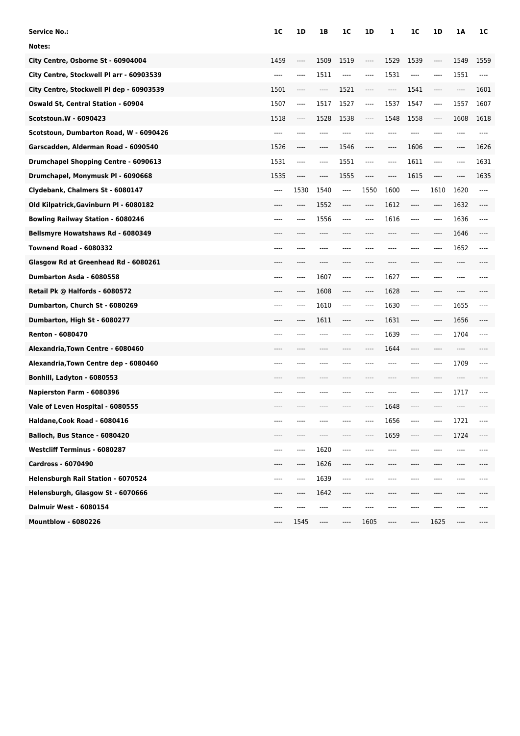| Service No.: | 1C | 1D | 1B | 1C | 1D | 1 | 1C | 1D | 1A | 1C |
|---|---|---|---|---|---|---|---|---|---|---|
| Notes: | | | | | | | | | | |
| City Centre, Osborne St - 60904004 | 1459 | ---- | 1509 | 1519 | ---- | 1529 | 1539 | ---- | 1549 | 1559 |
| City Centre, Stockwell Pl arr - 60903539 | ---- | ---- | 1511 | ---- | ---- | 1531 | ---- | ---- | 1551 | ---- |
| City Centre, Stockwell Pl dep - 60903539 | 1501 | ---- | ---- | 1521 | ---- | ---- | 1541 | ---- | ---- | 1601 |
| Oswald St, Central Station - 60904 | 1507 | ---- | 1517 | 1527 | ---- | 1537 | 1547 | ---- | 1557 | 1607 |
| Scotstoun.W - 6090423 | 1518 | ---- | 1528 | 1538 | ---- | 1548 | 1558 | ---- | 1608 | 1618 |
| Scotstoun, Dumbarton Road, W - 6090426 | ---- | ---- | ---- | ---- | ---- | ---- | ---- | ---- | ---- | ---- |
| Garscadden, Alderman Road - 6090540 | 1526 | ---- | ---- | 1546 | ---- | ---- | 1606 | ---- | ---- | 1626 |
| Drumchapel Shopping Centre - 6090613 | 1531 | ---- | ---- | 1551 | ---- | ---- | 1611 | ---- | ---- | 1631 |
| Drumchapel, Monymusk Pl - 6090668 | 1535 | ---- | ---- | 1555 | ---- | ---- | 1615 | ---- | ---- | 1635 |
| Clydebank, Chalmers St - 6080147 | ---- | 1530 | 1540 | ---- | 1550 | 1600 | ---- | 1610 | 1620 | ---- |
| Old Kilpatrick,Gavinburn Pl - 6080182 | ---- | ---- | 1552 | ---- | ---- | 1612 | ---- | ---- | 1632 | ---- |
| Bowling Railway Station - 6080246 | ---- | ---- | 1556 | ---- | ---- | 1616 | ---- | ---- | 1636 | ---- |
| Bellsmyre Howatshaws Rd - 6080349 | ---- | ---- | ---- | ---- | ---- | ---- | ---- | ---- | 1646 | ---- |
| Townend Road - 6080332 | ---- | ---- | ---- | ---- | ---- | ---- | ---- | ---- | 1652 | ---- |
| Glasgow Rd at Greenhead Rd - 6080261 | ---- | ---- | ---- | ---- | ---- | ---- | ---- | ---- | ---- | ---- |
| Dumbarton Asda - 6080558 | ---- | ---- | 1607 | ---- | ---- | 1627 | ---- | ---- | ---- | ---- |
| Retail Pk @ Halfords - 6080572 | ---- | ---- | 1608 | ---- | ---- | 1628 | ---- | ---- | ---- | ---- |
| Dumbarton, Church St - 6080269 | ---- | ---- | 1610 | ---- | ---- | 1630 | ---- | ---- | 1655 | ---- |
| Dumbarton, High St - 6080277 | ---- | ---- | 1611 | ---- | ---- | 1631 | ---- | ---- | 1656 | ---- |
| Renton - 6080470 | ---- | ---- | ---- | ---- | ---- | 1639 | ---- | ---- | 1704 | ---- |
| Alexandria,Town Centre - 6080460 | ---- | ---- | ---- | ---- | ---- | 1644 | ---- | ---- | ---- | ---- |
| Alexandria,Town Centre dep - 6080460 | ---- | ---- | ---- | ---- | ---- | ---- | ---- | ---- | 1709 | ---- |
| Bonhill, Ladyton - 6080553 | ---- | ---- | ---- | ---- | ---- | ---- | ---- | ---- | ---- | ---- |
| Napierston Farm - 6080396 | ---- | ---- | ---- | ---- | ---- | ---- | ---- | ---- | 1717 | ---- |
| Vale of Leven Hospital - 6080555 | ---- | ---- | ---- | ---- | ---- | 1648 | ---- | ---- | ---- | ---- |
| Haldane,Cook Road - 6080416 | ---- | ---- | ---- | ---- | ---- | 1656 | ---- | ---- | 1721 | ---- |
| Balloch, Bus Stance - 6080420 | ---- | ---- | ---- | ---- | ---- | 1659 | ---- | ---- | 1724 | ---- |
| Westcliff Terminus - 6080287 | ---- | ---- | 1620 | ---- | ---- | ---- | ---- | ---- | ---- | ---- |
| Cardross - 6070490 | ---- | ---- | 1626 | ---- | ---- | ---- | ---- | ---- | ---- | ---- |
| Helensburgh Rail Station - 6070524 | ---- | ---- | 1639 | ---- | ---- | ---- | ---- | ---- | ---- | ---- |
| Helensburgh, Glasgow St - 6070666 | ---- | ---- | 1642 | ---- | ---- | ---- | ---- | ---- | ---- | ---- |
| Dalmuir West - 6080154 | ---- | ---- | ---- | ---- | ---- | ---- | ---- | ---- | ---- | ---- |
| Mountblow - 6080226 | ---- | 1545 | ---- | ---- | 1605 | ---- | ---- | 1625 | ---- | ---- |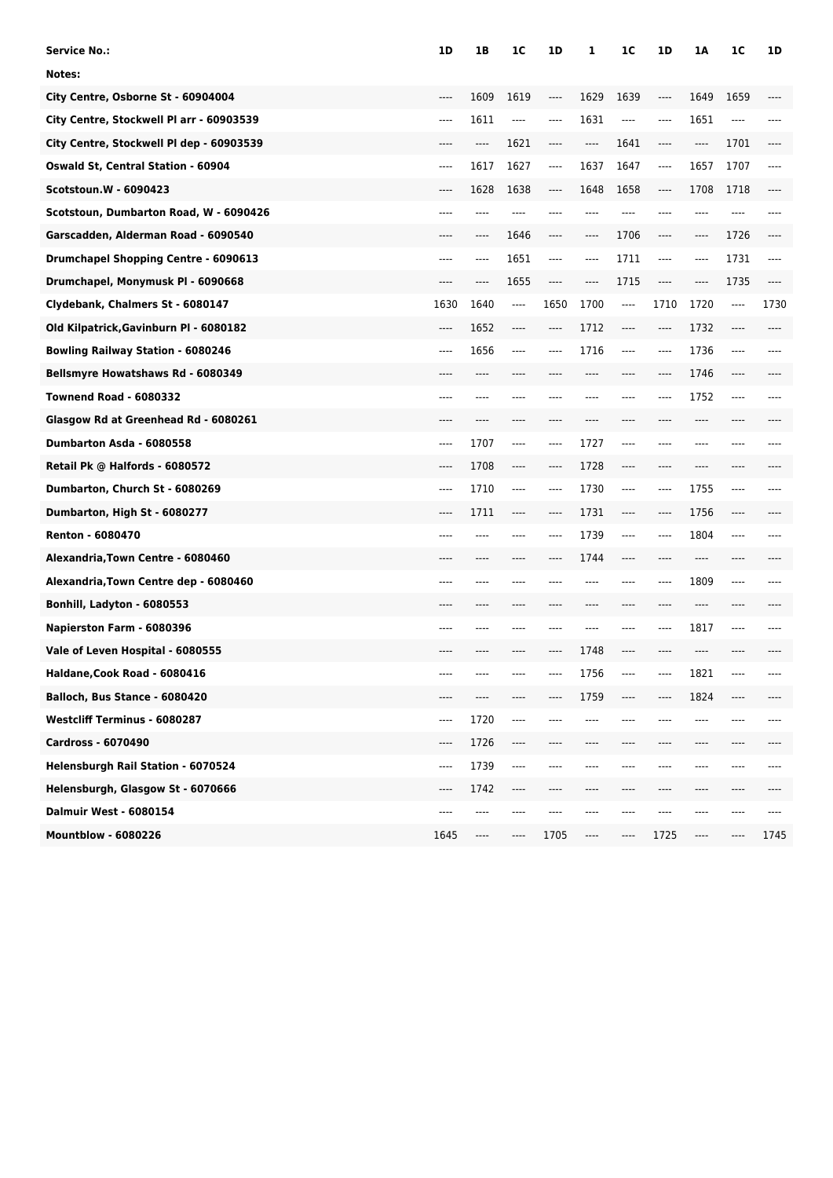| Service No.: | 1D | 1B | 1C | 1D | 1 | 1C | 1D | 1A | 1C | 1D |
|---|---|---|---|---|---|---|---|---|---|---|
| Notes: | | | | | | | | | | |
| City Centre, Osborne St - 60904004 | ---- | 1609 | 1619 | ---- | 1629 | 1639 | ---- | 1649 | 1659 | ---- |
| City Centre, Stockwell Pl arr - 60903539 | ---- | 1611 | ---- | ---- | 1631 | ---- | ---- | 1651 | ---- | ---- |
| City Centre, Stockwell Pl dep - 60903539 | ---- | ---- | 1621 | ---- | ---- | 1641 | ---- | ---- | 1701 | ---- |
| Oswald St, Central Station - 60904 | ---- | 1617 | 1627 | ---- | 1637 | 1647 | ---- | 1657 | 1707 | ---- |
| Scotstoun.W - 6090423 | ---- | 1628 | 1638 | ---- | 1648 | 1658 | ---- | 1708 | 1718 | ---- |
| Scotstoun, Dumbarton Road, W - 6090426 | ---- | ---- | ---- | ---- | ---- | ---- | ---- | ---- | ---- | ---- |
| Garscadden, Alderman Road - 6090540 | ---- | ---- | 1646 | ---- | ---- | 1706 | ---- | ---- | 1726 | ---- |
| Drumchapel Shopping Centre - 6090613 | ---- | ---- | 1651 | ---- | ---- | 1711 | ---- | ---- | 1731 | ---- |
| Drumchapel, Monymusk Pl - 6090668 | ---- | ---- | 1655 | ---- | ---- | 1715 | ---- | ---- | 1735 | ---- |
| Clydebank, Chalmers St - 6080147 | 1630 | 1640 | ---- | 1650 | 1700 | ---- | 1710 | 1720 | ---- | 1730 |
| Old Kilpatrick,Gavinburn Pl - 6080182 | ---- | 1652 | ---- | ---- | 1712 | ---- | ---- | 1732 | ---- | ---- |
| Bowling Railway Station - 6080246 | ---- | 1656 | ---- | ---- | 1716 | ---- | ---- | 1736 | ---- | ---- |
| Bellsmyre Howatshaws Rd - 6080349 | ---- | ---- | ---- | ---- | ---- | ---- | ---- | 1746 | ---- | ---- |
| Townend Road - 6080332 | ---- | ---- | ---- | ---- | ---- | ---- | ---- | 1752 | ---- | ---- |
| Glasgow Rd at Greenhead Rd - 6080261 | ---- | ---- | ---- | ---- | ---- | ---- | ---- | ---- | ---- | ---- |
| Dumbarton Asda - 6080558 | ---- | 1707 | ---- | ---- | 1727 | ---- | ---- | ---- | ---- | ---- |
| Retail Pk @ Halfords - 6080572 | ---- | 1708 | ---- | ---- | 1728 | ---- | ---- | ---- | ---- | ---- |
| Dumbarton, Church St - 6080269 | ---- | 1710 | ---- | ---- | 1730 | ---- | ---- | 1755 | ---- | ---- |
| Dumbarton, High St - 6080277 | ---- | 1711 | ---- | ---- | 1731 | ---- | ---- | 1756 | ---- | ---- |
| Renton - 6080470 | ---- | ---- | ---- | ---- | 1739 | ---- | ---- | 1804 | ---- | ---- |
| Alexandria,Town Centre - 6080460 | ---- | ---- | ---- | ---- | 1744 | ---- | ---- | ---- | ---- | ---- |
| Alexandria,Town Centre dep - 6080460 | ---- | ---- | ---- | ---- | ---- | ---- | ---- | 1809 | ---- | ---- |
| Bonhill, Ladyton - 6080553 | ---- | ---- | ---- | ---- | ---- | ---- | ---- | ---- | ---- | ---- |
| Napierston Farm - 6080396 | ---- | ---- | ---- | ---- | ---- | ---- | ---- | 1817 | ---- | ---- |
| Vale of Leven Hospital - 6080555 | ---- | ---- | ---- | ---- | 1748 | ---- | ---- | ---- | ---- | ---- |
| Haldane,Cook Road - 6080416 | ---- | ---- | ---- | ---- | 1756 | ---- | ---- | 1821 | ---- | ---- |
| Balloch, Bus Stance - 6080420 | ---- | ---- | ---- | ---- | 1759 | ---- | ---- | 1824 | ---- | ---- |
| Westcliff Terminus - 6080287 | ---- | 1720 | ---- | ---- | ---- | ---- | ---- | ---- | ---- | ---- |
| Cardross - 6070490 | ---- | 1726 | ---- | ---- | ---- | ---- | ---- | ---- | ---- | ---- |
| Helensburgh Rail Station - 6070524 | ---- | 1739 | ---- | ---- | ---- | ---- | ---- | ---- | ---- | ---- |
| Helensburgh, Glasgow St - 6070666 | ---- | 1742 | ---- | ---- | ---- | ---- | ---- | ---- | ---- | ---- |
| Dalmuir West - 6080154 | ---- | ---- | ---- | ---- | ---- | ---- | ---- | ---- | ---- | ---- |
| Mountblow - 6080226 | 1645 | ---- | ---- | 1705 | ---- | ---- | 1725 | ---- | ---- | 1745 |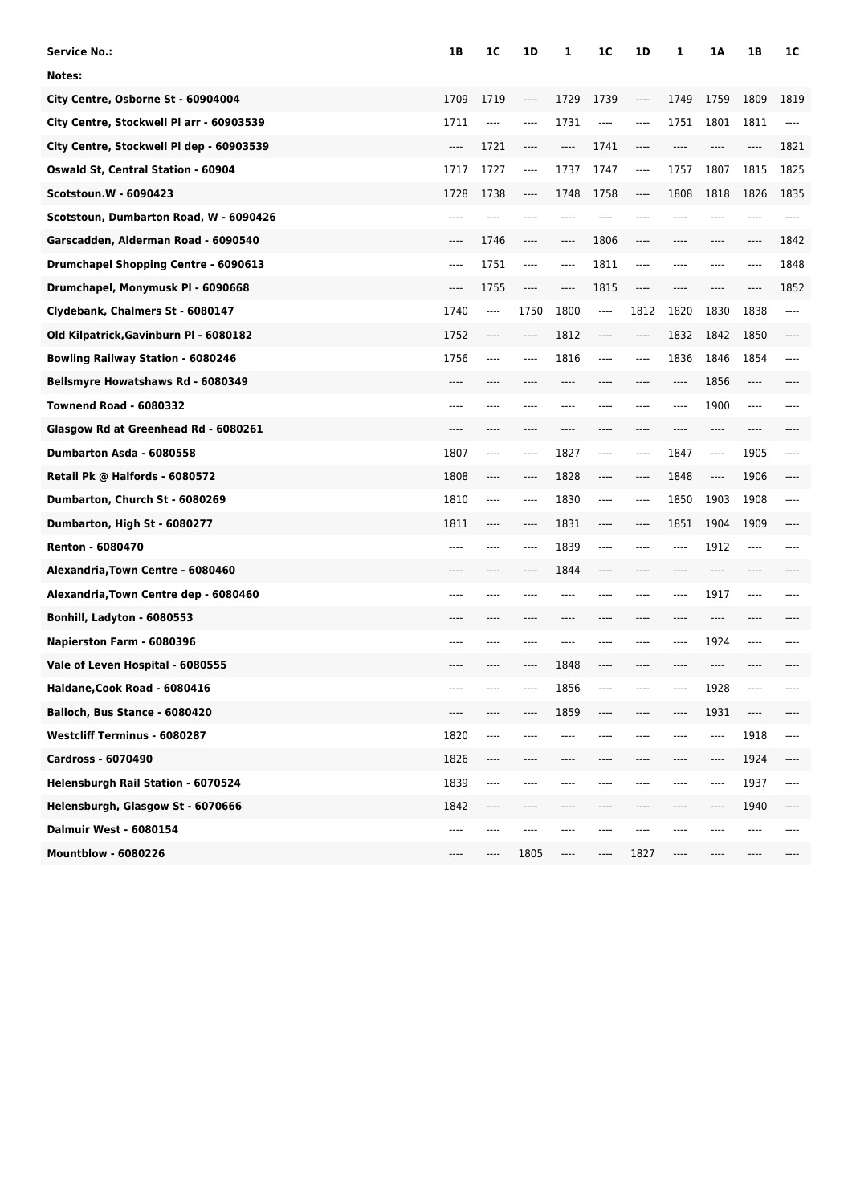| Service No.: | 1B | 1C | 1D | 1 | 1C | 1D | 1 | 1A | 1B | 1C |
|---|---|---|---|---|---|---|---|---|---|---|
| Notes: | | | | | | | | | | |
| City Centre, Osborne St - 60904004 | 1709 | 1719 | ---- | 1729 | 1739 | ---- | 1749 | 1759 | 1809 | 1819 |
| City Centre, Stockwell Pl arr - 60903539 | 1711 | ---- | ---- | 1731 | ---- | ---- | 1751 | 1801 | 1811 | ---- |
| City Centre, Stockwell Pl dep - 60903539 | ---- | 1721 | ---- | ---- | 1741 | ---- | ---- | ---- | ---- | 1821 |
| Oswald St, Central Station - 60904 | 1717 | 1727 | ---- | 1737 | 1747 | ---- | 1757 | 1807 | 1815 | 1825 |
| Scotstoun.W - 6090423 | 1728 | 1738 | ---- | 1748 | 1758 | ---- | 1808 | 1818 | 1826 | 1835 |
| Scotstoun, Dumbarton Road, W - 6090426 | ---- | ---- | ---- | ---- | ---- | ---- | ---- | ---- | ---- | ---- |
| Garscadden, Alderman Road - 6090540 | ---- | 1746 | ---- | ---- | 1806 | ---- | ---- | ---- | ---- | 1842 |
| Drumchapel Shopping Centre - 6090613 | ---- | 1751 | ---- | ---- | 1811 | ---- | ---- | ---- | ---- | 1848 |
| Drumchapel, Monymusk Pl - 6090668 | ---- | 1755 | ---- | ---- | 1815 | ---- | ---- | ---- | ---- | 1852 |
| Clydebank, Chalmers St - 6080147 | 1740 | ---- | 1750 | 1800 | ---- | 1812 | 1820 | 1830 | 1838 | ---- |
| Old Kilpatrick,Gavinburn Pl - 6080182 | 1752 | ---- | ---- | 1812 | ---- | ---- | 1832 | 1842 | 1850 | ---- |
| Bowling Railway Station - 6080246 | 1756 | ---- | ---- | 1816 | ---- | ---- | 1836 | 1846 | 1854 | ---- |
| Bellsmyre Howatshaws Rd - 6080349 | ---- | ---- | ---- | ---- | ---- | ---- | ---- | 1856 | ---- | ---- |
| Townend Road - 6080332 | ---- | ---- | ---- | ---- | ---- | ---- | ---- | 1900 | ---- | ---- |
| Glasgow Rd at Greenhead Rd - 6080261 | ---- | ---- | ---- | ---- | ---- | ---- | ---- | ---- | ---- | ---- |
| Dumbarton Asda - 6080558 | 1807 | ---- | ---- | 1827 | ---- | ---- | 1847 | ---- | 1905 | ---- |
| Retail Pk @ Halfords - 6080572 | 1808 | ---- | ---- | 1828 | ---- | ---- | 1848 | ---- | 1906 | ---- |
| Dumbarton, Church St - 6080269 | 1810 | ---- | ---- | 1830 | ---- | ---- | 1850 | 1903 | 1908 | ---- |
| Dumbarton, High St - 6080277 | 1811 | ---- | ---- | 1831 | ---- | ---- | 1851 | 1904 | 1909 | ---- |
| Renton - 6080470 | ---- | ---- | ---- | 1839 | ---- | ---- | ---- | 1912 | ---- | ---- |
| Alexandria,Town Centre - 6080460 | ---- | ---- | ---- | 1844 | ---- | ---- | ---- | ---- | ---- | ---- |
| Alexandria,Town Centre dep - 6080460 | ---- | ---- | ---- | ---- | ---- | ---- | ---- | 1917 | ---- | ---- |
| Bonhill, Ladyton - 6080553 | ---- | ---- | ---- | ---- | ---- | ---- | ---- | ---- | ---- | ---- |
| Napierston Farm - 6080396 | ---- | ---- | ---- | ---- | ---- | ---- | ---- | 1924 | ---- | ---- |
| Vale of Leven Hospital - 6080555 | ---- | ---- | ---- | 1848 | ---- | ---- | ---- | ---- | ---- | ---- |
| Haldane,Cook Road - 6080416 | ---- | ---- | ---- | 1856 | ---- | ---- | ---- | 1928 | ---- | ---- |
| Balloch, Bus Stance - 6080420 | ---- | ---- | ---- | 1859 | ---- | ---- | ---- | 1931 | ---- | ---- |
| Westcliff Terminus - 6080287 | 1820 | ---- | ---- | ---- | ---- | ---- | ---- | ---- | 1918 | ---- |
| Cardross - 6070490 | 1826 | ---- | ---- | ---- | ---- | ---- | ---- | ---- | 1924 | ---- |
| Helensburgh Rail Station - 6070524 | 1839 | ---- | ---- | ---- | ---- | ---- | ---- | ---- | 1937 | ---- |
| Helensburgh, Glasgow St - 6070666 | 1842 | ---- | ---- | ---- | ---- | ---- | ---- | ---- | 1940 | ---- |
| Dalmuir West - 6080154 | ---- | ---- | ---- | ---- | ---- | ---- | ---- | ---- | ---- | ---- |
| Mountblow - 6080226 | ---- | ---- | 1805 | ---- | ---- | 1827 | ---- | ---- | ---- | ---- |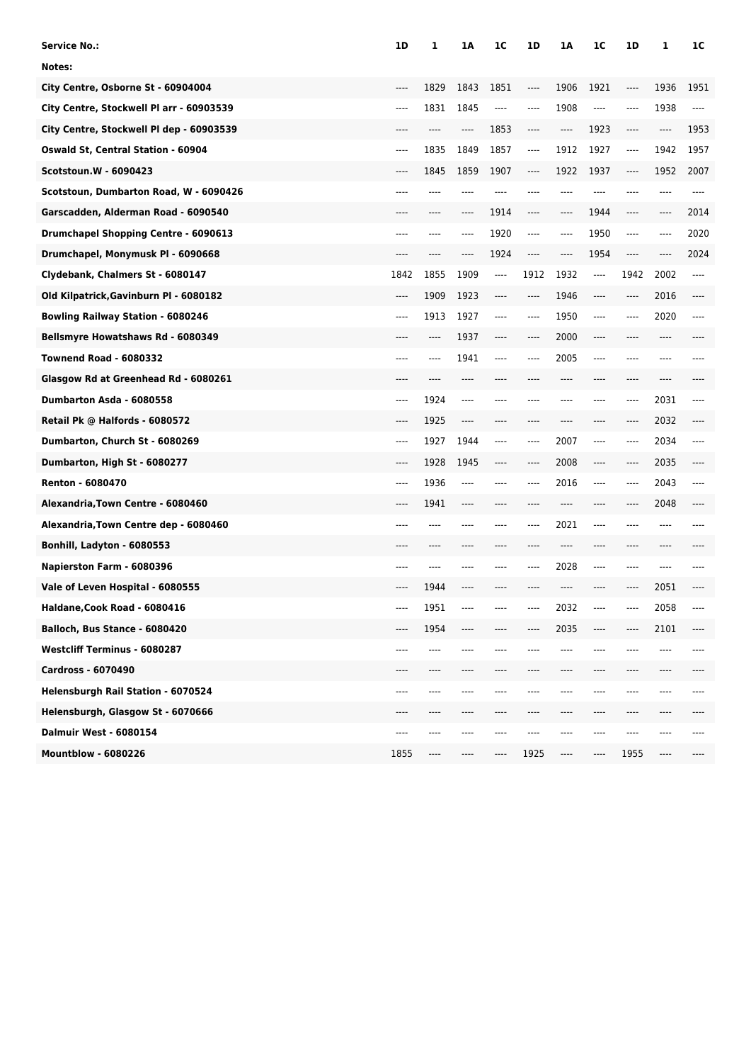| Service No.: | 1D | 1 | 1A | 1C | 1D | 1A | 1C | 1D | 1 | 1C |
|---|---|---|---|---|---|---|---|---|---|---|
| Notes: | | | | | | | | | | |
| City Centre, Osborne St - 60904004 | ---- | 1829 | 1843 | 1851 | ---- | 1906 | 1921 | ---- | 1936 | 1951 |
| City Centre, Stockwell Pl arr - 60903539 | ---- | 1831 | 1845 | ---- | ---- | 1908 | ---- | ---- | 1938 | ---- |
| City Centre, Stockwell Pl dep - 60903539 | ---- | ---- | ---- | 1853 | ---- | ---- | 1923 | ---- | ---- | 1953 |
| Oswald St, Central Station - 60904 | ---- | 1835 | 1849 | 1857 | ---- | 1912 | 1927 | ---- | 1942 | 1957 |
| Scotstoun.W - 6090423 | ---- | 1845 | 1859 | 1907 | ---- | 1922 | 1937 | ---- | 1952 | 2007 |
| Scotstoun, Dumbarton Road, W - 6090426 | ---- | ---- | ---- | ---- | ---- | ---- | ---- | ---- | ---- | ---- |
| Garscadden, Alderman Road - 6090540 | ---- | ---- | ---- | 1914 | ---- | ---- | 1944 | ---- | ---- | 2014 |
| Drumchapel Shopping Centre - 6090613 | ---- | ---- | ---- | 1920 | ---- | ---- | 1950 | ---- | ---- | 2020 |
| Drumchapel, Monymusk Pl - 6090668 | ---- | ---- | ---- | 1924 | ---- | ---- | 1954 | ---- | ---- | 2024 |
| Clydebank, Chalmers St - 6080147 | 1842 | 1855 | 1909 | ---- | 1912 | 1932 | ---- | 1942 | 2002 | ---- |
| Old Kilpatrick,Gavinburn Pl - 6080182 | ---- | 1909 | 1923 | ---- | ---- | 1946 | ---- | ---- | 2016 | ---- |
| Bowling Railway Station - 6080246 | ---- | 1913 | 1927 | ---- | ---- | 1950 | ---- | ---- | 2020 | ---- |
| Bellsmyre Howatshaws Rd - 6080349 | ---- | ---- | 1937 | ---- | ---- | 2000 | ---- | ---- | ---- | ---- |
| Townend Road - 6080332 | ---- | ---- | 1941 | ---- | ---- | 2005 | ---- | ---- | ---- | ---- |
| Glasgow Rd at Greenhead Rd - 6080261 | ---- | ---- | ---- | ---- | ---- | ---- | ---- | ---- | ---- | ---- |
| Dumbarton Asda - 6080558 | ---- | 1924 | ---- | ---- | ---- | ---- | ---- | ---- | 2031 | ---- |
| Retail Pk @ Halfords - 6080572 | ---- | 1925 | ---- | ---- | ---- | ---- | ---- | ---- | 2032 | ---- |
| Dumbarton, Church St - 6080269 | ---- | 1927 | 1944 | ---- | ---- | 2007 | ---- | ---- | 2034 | ---- |
| Dumbarton, High St - 6080277 | ---- | 1928 | 1945 | ---- | ---- | 2008 | ---- | ---- | 2035 | ---- |
| Renton - 6080470 | ---- | 1936 | ---- | ---- | ---- | 2016 | ---- | ---- | 2043 | ---- |
| Alexandria,Town Centre - 6080460 | ---- | 1941 | ---- | ---- | ---- | ---- | ---- | ---- | 2048 | ---- |
| Alexandria,Town Centre dep - 6080460 | ---- | ---- | ---- | ---- | ---- | 2021 | ---- | ---- | ---- | ---- |
| Bonhill, Ladyton - 6080553 | ---- | ---- | ---- | ---- | ---- | ---- | ---- | ---- | ---- | ---- |
| Napierston Farm - 6080396 | ---- | ---- | ---- | ---- | ---- | 2028 | ---- | ---- | ---- | ---- |
| Vale of Leven Hospital - 6080555 | ---- | 1944 | ---- | ---- | ---- | ---- | ---- | ---- | 2051 | ---- |
| Haldane,Cook Road - 6080416 | ---- | 1951 | ---- | ---- | ---- | 2032 | ---- | ---- | 2058 | ---- |
| Balloch, Bus Stance - 6080420 | ---- | 1954 | ---- | ---- | ---- | 2035 | ---- | ---- | 2101 | ---- |
| Westcliff Terminus - 6080287 | ---- | ---- | ---- | ---- | ---- | ---- | ---- | ---- | ---- | ---- |
| Cardross - 6070490 | ---- | ---- | ---- | ---- | ---- | ---- | ---- | ---- | ---- | ---- |
| Helensburgh Rail Station - 6070524 | ---- | ---- | ---- | ---- | ---- | ---- | ---- | ---- | ---- | ---- |
| Helensburgh, Glasgow St - 6070666 | ---- | ---- | ---- | ---- | ---- | ---- | ---- | ---- | ---- | ---- |
| Dalmuir West - 6080154 | ---- | ---- | ---- | ---- | ---- | ---- | ---- | ---- | ---- | ---- |
| Mountblow - 6080226 | 1855 | ---- | ---- | ---- | 1925 | ---- | ---- | 1955 | ---- | ---- |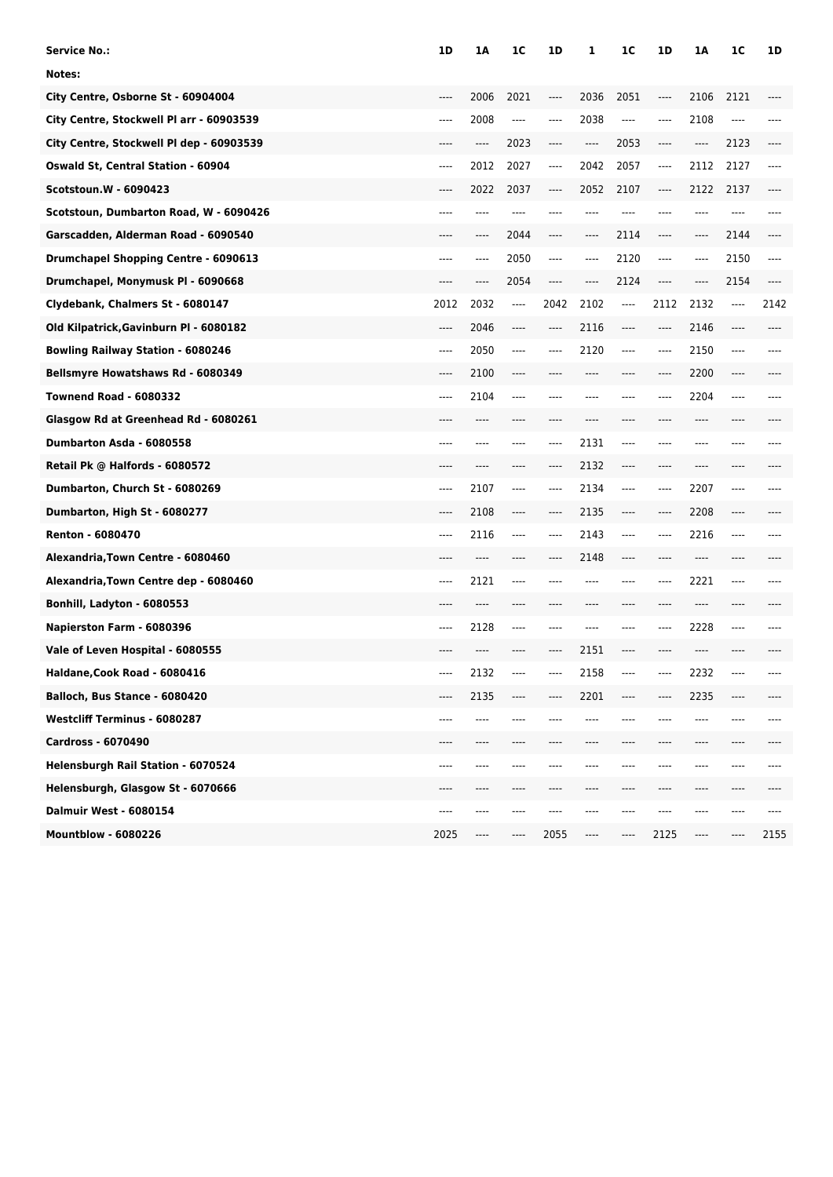| Service No.: | 1D | 1A | 1C | 1D | 1 | 1C | 1D | 1A | 1C | 1D |
|---|---|---|---|---|---|---|---|---|---|---|
| Notes: | | | | | | | | | | |
| City Centre, Osborne St - 60904004 | ---- | 2006 | 2021 | ---- | 2036 | 2051 | ---- | 2106 | 2121 | ---- |
| City Centre, Stockwell Pl arr - 60903539 | ---- | 2008 | ---- | ---- | 2038 | ---- | ---- | 2108 | ---- | ---- |
| City Centre, Stockwell Pl dep - 60903539 | ---- | ---- | 2023 | ---- | ---- | 2053 | ---- | ---- | 2123 | ---- |
| Oswald St, Central Station - 60904 | ---- | 2012 | 2027 | ---- | 2042 | 2057 | ---- | 2112 | 2127 | ---- |
| Scotstoun.W - 6090423 | ---- | 2022 | 2037 | ---- | 2052 | 2107 | ---- | 2122 | 2137 | ---- |
| Scotstoun, Dumbarton Road, W - 6090426 | ---- | ---- | ---- | ---- | ---- | ---- | ---- | ---- | ---- | ---- |
| Garscadden, Alderman Road - 6090540 | ---- | ---- | 2044 | ---- | ---- | 2114 | ---- | ---- | 2144 | ---- |
| Drumchapel Shopping Centre - 6090613 | ---- | ---- | 2050 | ---- | ---- | 2120 | ---- | ---- | 2150 | ---- |
| Drumchapel, Monymusk Pl - 6090668 | ---- | ---- | 2054 | ---- | ---- | 2124 | ---- | ---- | 2154 | ---- |
| Clydebank, Chalmers St - 6080147 | 2012 | 2032 | ---- | 2042 | 2102 | ---- | 2112 | 2132 | ---- | 2142 |
| Old Kilpatrick,Gavinburn Pl - 6080182 | ---- | 2046 | ---- | ---- | 2116 | ---- | ---- | 2146 | ---- | ---- |
| Bowling Railway Station - 6080246 | ---- | 2050 | ---- | ---- | 2120 | ---- | ---- | 2150 | ---- | ---- |
| Bellsmyre Howatshaws Rd - 6080349 | ---- | 2100 | ---- | ---- | ---- | ---- | ---- | 2200 | ---- | ---- |
| Townend Road - 6080332 | ---- | 2104 | ---- | ---- | ---- | ---- | ---- | 2204 | ---- | ---- |
| Glasgow Rd at Greenhead Rd - 6080261 | ---- | ---- | ---- | ---- | ---- | ---- | ---- | ---- | ---- | ---- |
| Dumbarton Asda - 6080558 | ---- | ---- | ---- | ---- | 2131 | ---- | ---- | ---- | ---- | ---- |
| Retail Pk @ Halfords - 6080572 | ---- | ---- | ---- | ---- | 2132 | ---- | ---- | ---- | ---- | ---- |
| Dumbarton, Church St - 6080269 | ---- | 2107 | ---- | ---- | 2134 | ---- | ---- | 2207 | ---- | ---- |
| Dumbarton, High St - 6080277 | ---- | 2108 | ---- | ---- | 2135 | ---- | ---- | 2208 | ---- | ---- |
| Renton - 6080470 | ---- | 2116 | ---- | ---- | 2143 | ---- | ---- | 2216 | ---- | ---- |
| Alexandria,Town Centre - 6080460 | ---- | ---- | ---- | ---- | 2148 | ---- | ---- | ---- | ---- | ---- |
| Alexandria,Town Centre dep - 6080460 | ---- | 2121 | ---- | ---- | ---- | ---- | ---- | 2221 | ---- | ---- |
| Bonhill, Ladyton - 6080553 | ---- | ---- | ---- | ---- | ---- | ---- | ---- | ---- | ---- | ---- |
| Napierston Farm - 6080396 | ---- | 2128 | ---- | ---- | ---- | ---- | ---- | 2228 | ---- | ---- |
| Vale of Leven Hospital - 6080555 | ---- | ---- | ---- | ---- | 2151 | ---- | ---- | ---- | ---- | ---- |
| Haldane,Cook Road - 6080416 | ---- | 2132 | ---- | ---- | 2158 | ---- | ---- | 2232 | ---- | ---- |
| Balloch, Bus Stance - 6080420 | ---- | 2135 | ---- | ---- | 2201 | ---- | ---- | 2235 | ---- | ---- |
| Westcliff Terminus - 6080287 | ---- | ---- | ---- | ---- | ---- | ---- | ---- | ---- | ---- | ---- |
| Cardross - 6070490 | ---- | ---- | ---- | ---- | ---- | ---- | ---- | ---- | ---- | ---- |
| Helensburgh Rail Station - 6070524 | ---- | ---- | ---- | ---- | ---- | ---- | ---- | ---- | ---- | ---- |
| Helensburgh, Glasgow St - 6070666 | ---- | ---- | ---- | ---- | ---- | ---- | ---- | ---- | ---- | ---- |
| Dalmuir West - 6080154 | ---- | ---- | ---- | ---- | ---- | ---- | ---- | ---- | ---- | ---- |
| Mountblow - 6080226 | 2025 | ---- | ---- | 2055 | ---- | ---- | 2125 | ---- | ---- | 2155 |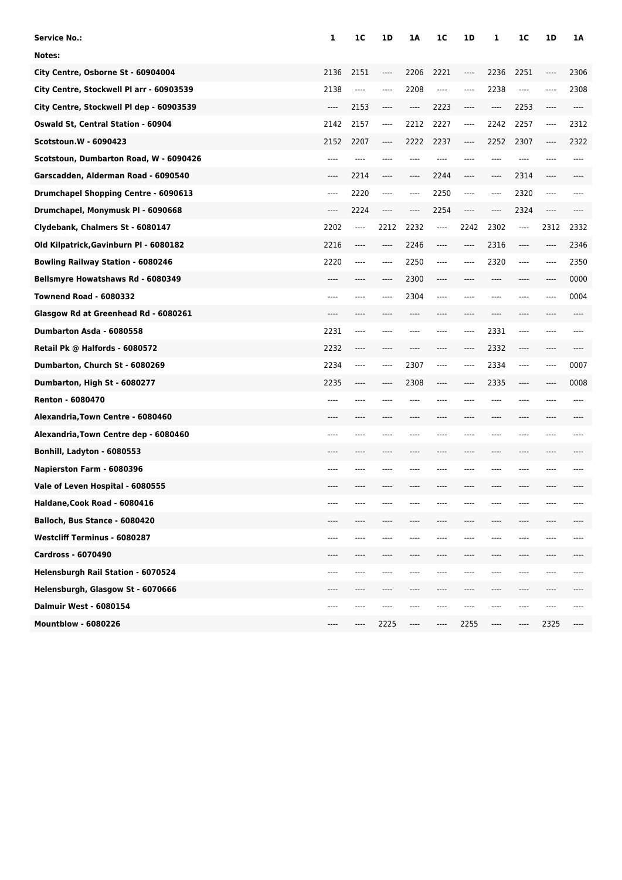| Service No.: | 1 | 1C | 1D | 1A | 1C | 1D | 1 | 1C | 1D | 1A |
|---|---|---|---|---|---|---|---|---|---|---|
| Notes: | | | | | | | | | | |
| City Centre, Osborne St - 60904004 | 2136 | 2151 | ---- | 2206 | 2221 | ---- | 2236 | 2251 | ---- | 2306 |
| City Centre, Stockwell Pl arr - 60903539 | 2138 | ---- | ---- | 2208 | ---- | ---- | 2238 | ---- | ---- | 2308 |
| City Centre, Stockwell Pl dep - 60903539 | ---- | 2153 | ---- | ---- | 2223 | ---- | ---- | 2253 | ---- | ---- |
| Oswald St, Central Station - 60904 | 2142 | 2157 | ---- | 2212 | 2227 | ---- | 2242 | 2257 | ---- | 2312 |
| Scotstoun.W - 6090423 | 2152 | 2207 | ---- | 2222 | 2237 | ---- | 2252 | 2307 | ---- | 2322 |
| Scotstoun, Dumbarton Road, W - 6090426 | ---- | ---- | ---- | ---- | ---- | ---- | ---- | ---- | ---- | ---- |
| Garscadden, Alderman Road - 6090540 | ---- | 2214 | ---- | ---- | 2244 | ---- | ---- | 2314 | ---- | ---- |
| Drumchapel Shopping Centre - 6090613 | ---- | 2220 | ---- | ---- | 2250 | ---- | ---- | 2320 | ---- | ---- |
| Drumchapel, Monymusk Pl - 6090668 | ---- | 2224 | ---- | ---- | 2254 | ---- | ---- | 2324 | ---- | ---- |
| Clydebank, Chalmers St - 6080147 | 2202 | ---- | 2212 | 2232 | ---- | 2242 | 2302 | ---- | 2312 | 2332 |
| Old Kilpatrick,Gavinburn Pl - 6080182 | 2216 | ---- | ---- | 2246 | ---- | ---- | 2316 | ---- | ---- | 2346 |
| Bowling Railway Station - 6080246 | 2220 | ---- | ---- | 2250 | ---- | ---- | 2320 | ---- | ---- | 2350 |
| Bellsmyre Howatshaws Rd - 6080349 | ---- | ---- | ---- | 2300 | ---- | ---- | ---- | ---- | ---- | 0000 |
| Townend Road - 6080332 | ---- | ---- | ---- | 2304 | ---- | ---- | ---- | ---- | ---- | 0004 |
| Glasgow Rd at Greenhead Rd - 6080261 | ---- | ---- | ---- | ---- | ---- | ---- | ---- | ---- | ---- | ---- |
| Dumbarton Asda - 6080558 | 2231 | ---- | ---- | ---- | ---- | ---- | 2331 | ---- | ---- | ---- |
| Retail Pk @ Halfords - 6080572 | 2232 | ---- | ---- | ---- | ---- | ---- | 2332 | ---- | ---- | ---- |
| Dumbarton, Church St - 6080269 | 2234 | ---- | ---- | 2307 | ---- | ---- | 2334 | ---- | ---- | 0007 |
| Dumbarton, High St - 6080277 | 2235 | ---- | ---- | 2308 | ---- | ---- | 2335 | ---- | ---- | 0008 |
| Renton - 6080470 | ---- | ---- | ---- | ---- | ---- | ---- | ---- | ---- | ---- | ---- |
| Alexandria,Town Centre - 6080460 | ---- | ---- | ---- | ---- | ---- | ---- | ---- | ---- | ---- | ---- |
| Alexandria,Town Centre dep - 6080460 | ---- | ---- | ---- | ---- | ---- | ---- | ---- | ---- | ---- | ---- |
| Bonhill, Ladyton - 6080553 | ---- | ---- | ---- | ---- | ---- | ---- | ---- | ---- | ---- | ---- |
| Napierston Farm - 6080396 | ---- | ---- | ---- | ---- | ---- | ---- | ---- | ---- | ---- | ---- |
| Vale of Leven Hospital - 6080555 | ---- | ---- | ---- | ---- | ---- | ---- | ---- | ---- | ---- | ---- |
| Haldane,Cook Road - 6080416 | ---- | ---- | ---- | ---- | ---- | ---- | ---- | ---- | ---- | ---- |
| Balloch, Bus Stance - 6080420 | ---- | ---- | ---- | ---- | ---- | ---- | ---- | ---- | ---- | ---- |
| Westcliff Terminus - 6080287 | ---- | ---- | ---- | ---- | ---- | ---- | ---- | ---- | ---- | ---- |
| Cardross - 6070490 | ---- | ---- | ---- | ---- | ---- | ---- | ---- | ---- | ---- | ---- |
| Helensburgh Rail Station - 6070524 | ---- | ---- | ---- | ---- | ---- | ---- | ---- | ---- | ---- | ---- |
| Helensburgh, Glasgow St - 6070666 | ---- | ---- | ---- | ---- | ---- | ---- | ---- | ---- | ---- | ---- |
| Dalmuir West - 6080154 | ---- | ---- | ---- | ---- | ---- | ---- | ---- | ---- | ---- | ---- |
| Mountblow - 6080226 | ---- | ---- | 2225 | ---- | ---- | 2255 | ---- | ---- | 2325 | ---- |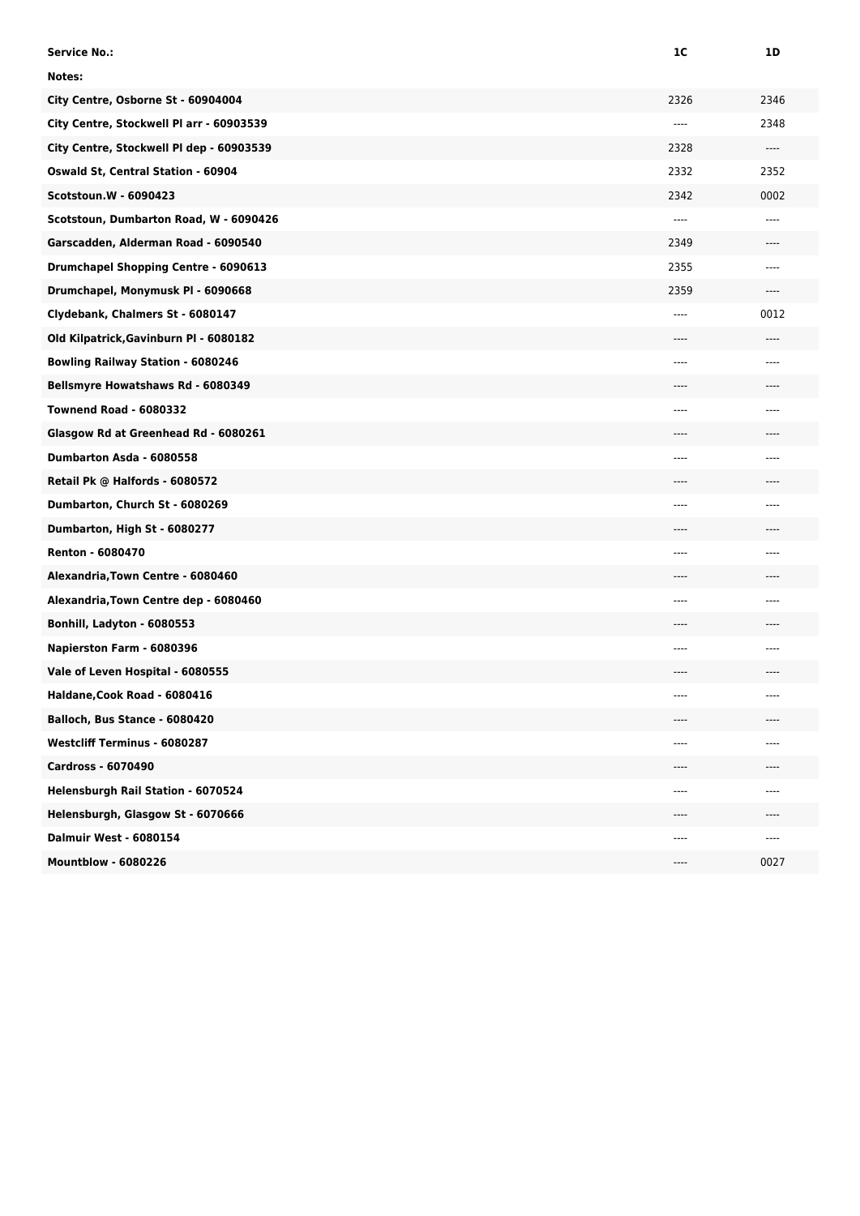| Service No.: | 1C | 1D |
|---|---|---|
| Notes: | | |
| City Centre, Osborne St - 60904004 | 2326 | 2346 |
| City Centre, Stockwell Pl arr - 60903539 | ---- | 2348 |
| City Centre, Stockwell Pl dep - 60903539 | 2328 | ---- |
| Oswald St, Central Station - 60904 | 2332 | 2352 |
| Scotstoun.W - 6090423 | 2342 | 0002 |
| Scotstoun, Dumbarton Road, W - 6090426 | ---- | ---- |
| Garscadden, Alderman Road - 6090540 | 2349 | ---- |
| Drumchapel Shopping Centre - 6090613 | 2355 | ---- |
| Drumchapel, Monymusk Pl - 6090668 | 2359 | ---- |
| Clydebank, Chalmers St - 6080147 | ---- | 0012 |
| Old Kilpatrick,Gavinburn Pl - 6080182 | ---- | ---- |
| Bowling Railway Station - 6080246 | ---- | ---- |
| Bellsmyre Howatshaws Rd - 6080349 | ---- | ---- |
| Townend Road - 6080332 | ---- | ---- |
| Glasgow Rd at Greenhead Rd - 6080261 | ---- | ---- |
| Dumbarton Asda - 6080558 | ---- | ---- |
| Retail Pk @ Halfords - 6080572 | ---- | ---- |
| Dumbarton, Church St - 6080269 | ---- | ---- |
| Dumbarton, High St - 6080277 | ---- | ---- |
| Renton - 6080470 | ---- | ---- |
| Alexandria,Town Centre - 6080460 | ---- | ---- |
| Alexandria,Town Centre dep - 6080460 | ---- | ---- |
| Bonhill, Ladyton - 6080553 | ---- | ---- |
| Napierston Farm - 6080396 | ---- | ---- |
| Vale of Leven Hospital - 6080555 | ---- | ---- |
| Haldane,Cook Road - 6080416 | ---- | ---- |
| Balloch, Bus Stance - 6080420 | ---- | ---- |
| Westcliff Terminus - 6080287 | ---- | ---- |
| Cardross - 6070490 | ---- | ---- |
| Helensburgh Rail Station - 6070524 | ---- | ---- |
| Helensburgh, Glasgow St - 6070666 | ---- | ---- |
| Dalmuir West - 6080154 | ---- | ---- |
| Mountblow - 6080226 | ---- | 0027 |